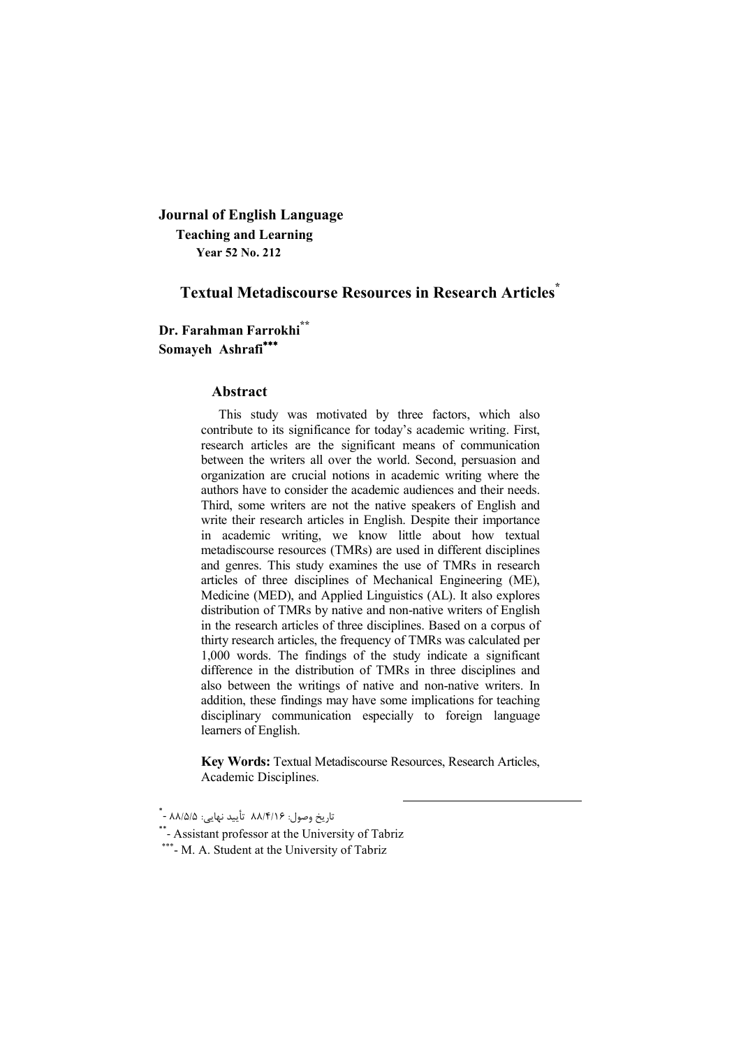**Journal of English Language**
**Teaching and Learning**
**Year 52 No. 212**

# Textual Metadiscourse Resources in Research Articles[*]

**Dr. Farahman Farrokhi**[**]
**Somayeh Ashrafi**[***]

## Abstract

This study was motivated by three factors, which also contribute to its significance for today's academic writing. First, research articles are the significant means of communication between the writers all over the world. Second, persuasion and organization are crucial notions in academic writing where the authors have to consider the academic audiences and their needs. Third, some writers are not the native speakers of English and write their research articles in English. Despite their importance in academic writing, we know little about how textual metadiscourse resources (TMRs) are used in different disciplines and genres. This study examines the use of TMRs in research articles of three disciplines of Mechanical Engineering (ME), Medicine (MED), and Applied Linguistics (AL). It also explores distribution of TMRs by native and non-native writers of English in the research articles of three disciplines. Based on a corpus of thirty research articles, the frequency of TMRs was calculated per 1,000 words. The findings of the study indicate a significant difference in the distribution of TMRs in three disciplines and also between the writings of native and non-native writers. In addition, these findings may have some implications for teaching disciplinary communication especially to foreign language learners of English.

**Key Words:** Textual Metadiscourse Resources, Research Articles, Academic Disciplines.

---

[*] - تاریخ وصول: ۸۸/۴/۱۶ تأیید نهایی: ۸۸/۵/۵

[**] - Assistant professor at the University of Tabriz

[***] - M. A. Student at the University of Tabriz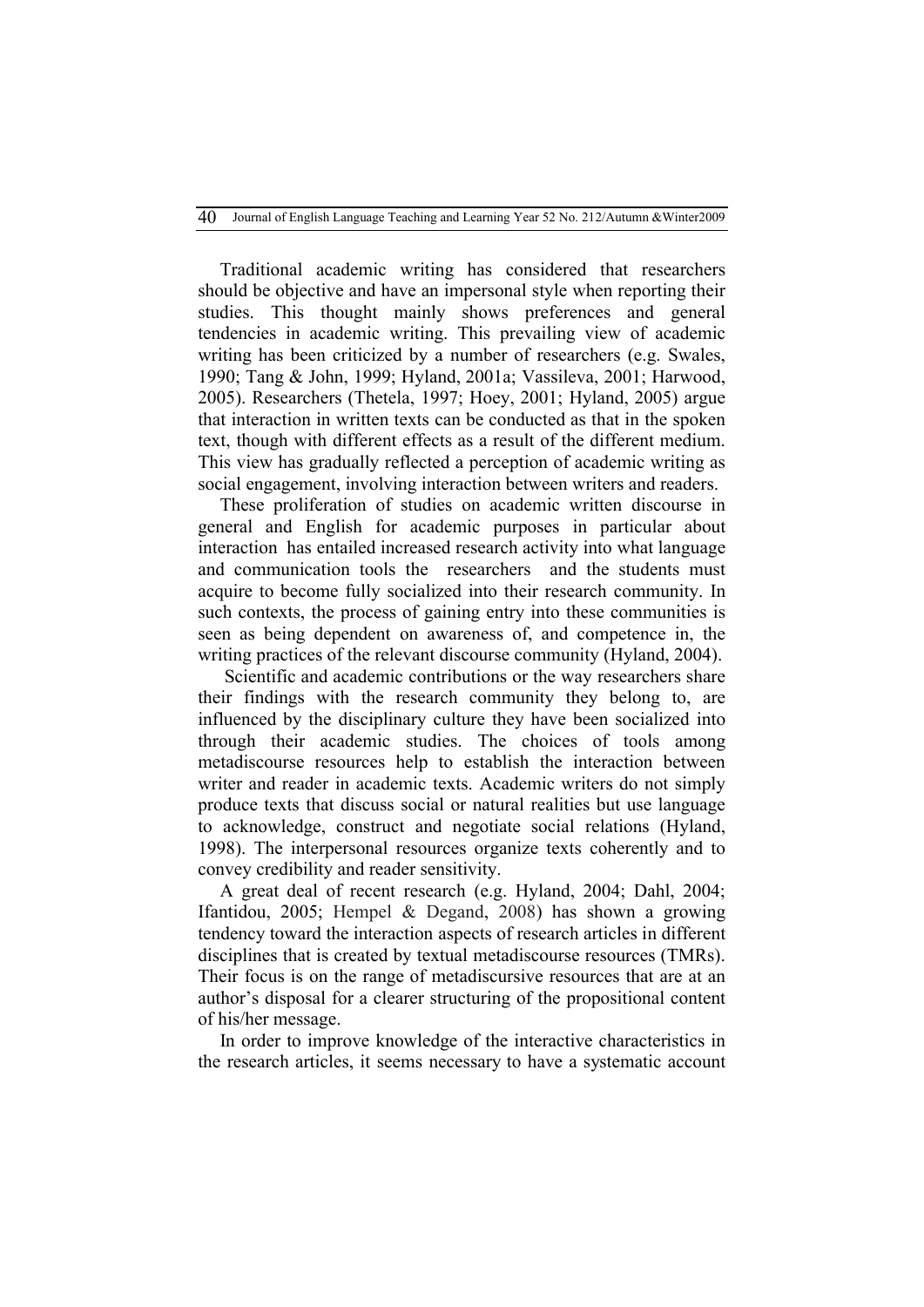Traditional academic writing has considered that researchers should be objective and have an impersonal style when reporting their studies. This thought mainly shows preferences and general tendencies in academic writing. This prevailing view of academic writing has been criticized by a number of researchers (e.g. Swales, 1990; Tang & John, 1999; Hyland, 2001a; Vassileva, 2001; Harwood, 2005). Researchers (Thetela, 1997; Hoey, 2001; Hyland, 2005) argue that interaction in written texts can be conducted as that in the spoken text, though with different effects as a result of the different medium. This view has gradually reflected a perception of academic writing as social engagement, involving interaction between writers and readers.

These proliferation of studies on academic written discourse in general and English for academic purposes in particular about interaction has entailed increased research activity into what language and communication tools the researchers and the students must acquire to become fully socialized into their research community. In such contexts, the process of gaining entry into these communities is seen as being dependent on awareness of, and competence in, the writing practices of the relevant discourse community (Hyland, 2004).

Scientific and academic contributions or the way researchers share their findings with the research community they belong to, are influenced by the disciplinary culture they have been socialized into through their academic studies. The choices of tools among metadiscourse resources help to establish the interaction between writer and reader in academic texts. Academic writers do not simply produce texts that discuss social or natural realities but use language to acknowledge, construct and negotiate social relations (Hyland, 1998). The interpersonal resources organize texts coherently and to convey credibility and reader sensitivity.

A great deal of recent research (e.g. Hyland, 2004; Dahl, 2004; Ifantidou, 2005; Hempel & Degand, 2008) has shown a growing tendency toward the interaction aspects of research articles in different disciplines that is created by textual metadiscourse resources (TMRs). Their focus is on the range of metadiscursive resources that are at an author's disposal for a clearer structuring of the propositional content of his/her message.

In order to improve knowledge of the interactive characteristics in the research articles, it seems necessary to have a systematic account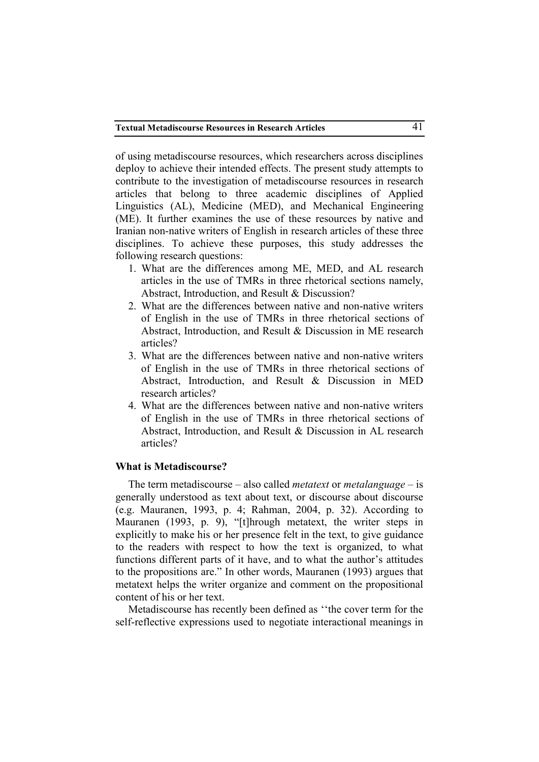of using metadiscourse resources, which researchers across disciplines deploy to achieve their intended effects. The present study attempts to contribute to the investigation of metadiscourse resources in research articles that belong to three academic disciplines of Applied Linguistics (AL), Medicine (MED), and Mechanical Engineering (ME). It further examines the use of these resources by native and Iranian non-native writers of English in research articles of these three disciplines. To achieve these purposes, this study addresses the following research questions:

1. What are the differences among ME, MED, and AL research articles in the use of TMRs in three rhetorical sections namely, Abstract, Introduction, and Result & Discussion?
2. What are the differences between native and non-native writers of English in the use of TMRs in three rhetorical sections of Abstract, Introduction, and Result & Discussion in ME research articles?
3. What are the differences between native and non-native writers of English in the use of TMRs in three rhetorical sections of Abstract, Introduction, and Result & Discussion in MED research articles?
4. What are the differences between native and non-native writers of English in the use of TMRs in three rhetorical sections of Abstract, Introduction, and Result & Discussion in AL research articles?

### What is Metadiscourse?

The term metadiscourse – also called *metatext* or *metalanguage* – is generally understood as text about text, or discourse about discourse (e.g. Mauranen, 1993, p. 4; Rahman, 2004, p. 32). According to Mauranen (1993, p. 9), "[t]hrough metatext, the writer steps in explicitly to make his or her presence felt in the text, to give guidance to the readers with respect to how the text is organized, to what functions different parts of it have, and to what the author's attitudes to the propositions are." In other words, Mauranen (1993) argues that metatext helps the writer organize and comment on the propositional content of his or her text.

Metadiscourse has recently been defined as ''the cover term for the self-reflective expressions used to negotiate interactional meanings in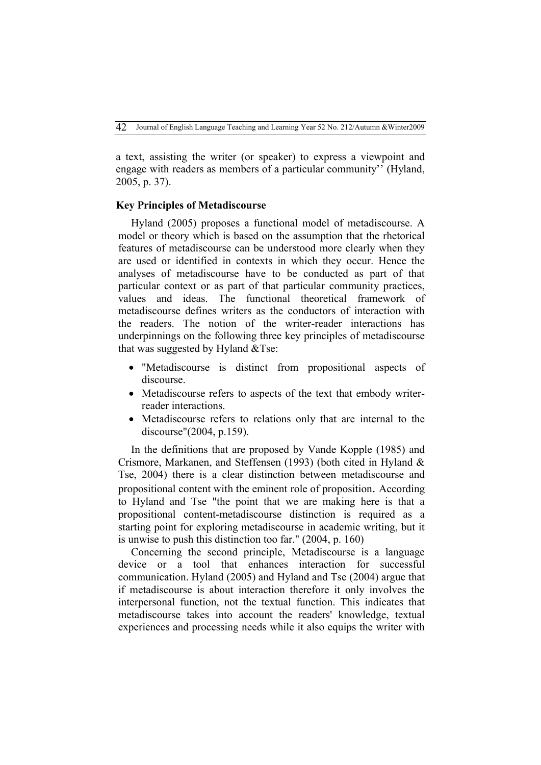a text, assisting the writer (or speaker) to express a viewpoint and engage with readers as members of a particular community'' (Hyland, 2005, p. 37).

**Key Principles of Metadiscourse**

Hyland (2005) proposes a functional model of metadiscourse. A model or theory which is based on the assumption that the rhetorical features of metadiscourse can be understood more clearly when they are used or identified in contexts in which they occur. Hence the analyses of metadiscourse have to be conducted as part of that particular context or as part of that particular community practices, values and ideas. The functional theoretical framework of metadiscourse defines writers as the conductors of interaction with the readers. The notion of the writer-reader interactions has underpinnings on the following three key principles of metadiscourse that was suggested by Hyland &Tse:

- "Metadiscourse is distinct from propositional aspects of discourse.
- Metadiscourse refers to aspects of the text that embody writer-reader interactions.
- Metadiscourse refers to relations only that are internal to the discourse"(2004, p.159).

In the definitions that are proposed by Vande Kopple (1985) and Crismore, Markanen, and Steffensen (1993) (both cited in Hyland & Tse, 2004) there is a clear distinction between metadiscourse and propositional content with the eminent role of proposition. According to Hyland and Tse "the point that we are making here is that a propositional content-metadiscourse distinction is required as a starting point for exploring metadiscourse in academic writing, but it is unwise to push this distinction too far." (2004, p. 160)

Concerning the second principle, Metadiscourse is a language device or a tool that enhances interaction for successful communication. Hyland (2005) and Hyland and Tse (2004) argue that if metadiscourse is about interaction therefore it only involves the interpersonal function, not the textual function. This indicates that metadiscourse takes into account the readers' knowledge, textual experiences and processing needs while it also equips the writer with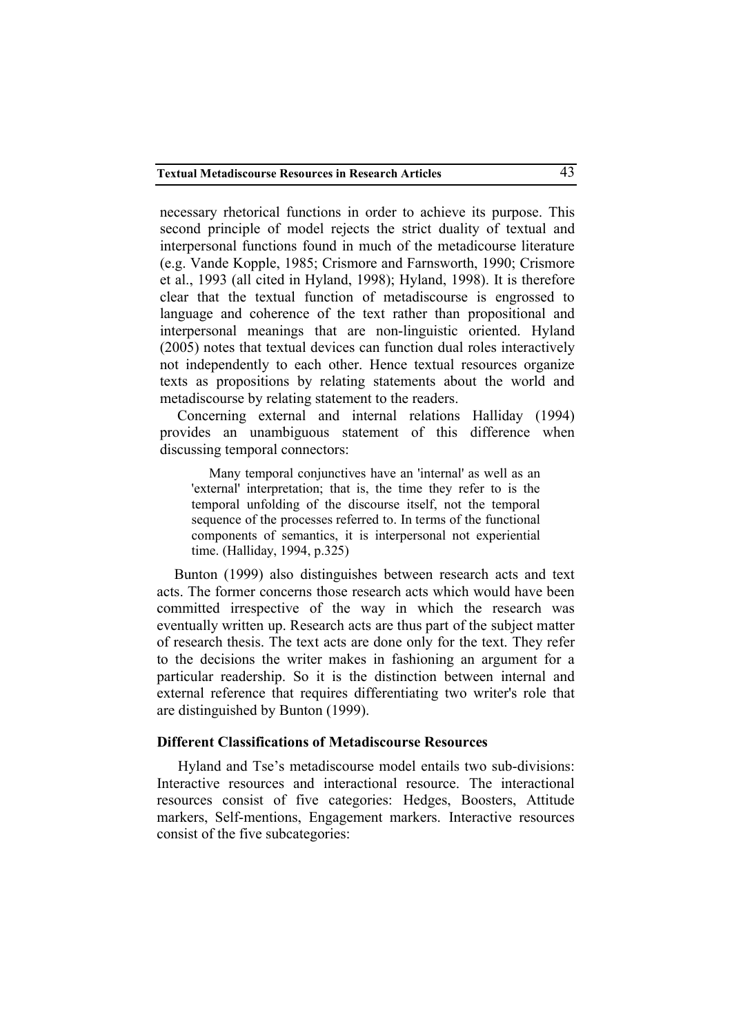necessary rhetorical functions in order to achieve its purpose. This second principle of model rejects the strict duality of textual and interpersonal functions found in much of the metadicourse literature (e.g. Vande Kopple, 1985; Crismore and Farnsworth, 1990; Crismore et al., 1993 (all cited in Hyland, 1998); Hyland, 1998). It is therefore clear that the textual function of metadiscourse is engrossed to language and coherence of the text rather than propositional and interpersonal meanings that are non-linguistic oriented. Hyland (2005) notes that textual devices can function dual roles interactively not independently to each other. Hence textual resources organize texts as propositions by relating statements about the world and metadiscourse by relating statement to the readers.

Concerning external and internal relations Halliday (1994) provides an unambiguous statement of this difference when discussing temporal connectors:

> Many temporal conjunctives have an 'internal' as well as an 'external' interpretation; that is, the time they refer to is the temporal unfolding of the discourse itself, not the temporal sequence of the processes referred to. In terms of the functional components of semantics, it is interpersonal not experiential time. (Halliday, 1994, p.325)

Bunton (1999) also distinguishes between research acts and text acts. The former concerns those research acts which would have been committed irrespective of the way in which the research was eventually written up. Research acts are thus part of the subject matter of research thesis. The text acts are done only for the text. They refer to the decisions the writer makes in fashioning an argument for a particular readership. So it is the distinction between internal and external reference that requires differentiating two writer's role that are distinguished by Bunton (1999).

### Different Classifications of Metadiscourse Resources

Hyland and Tse's metadiscourse model entails two sub-divisions: Interactive resources and interactional resource. The interactional resources consist of five categories: Hedges, Boosters, Attitude markers, Self-mentions, Engagement markers. Interactive resources consist of the five subcategories: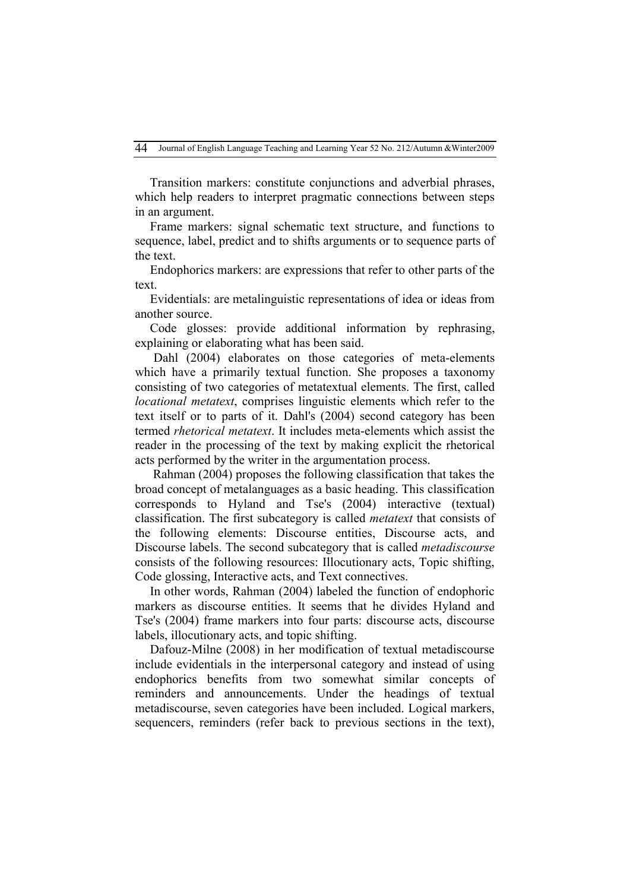Transition markers: constitute conjunctions and adverbial phrases, which help readers to interpret pragmatic connections between steps in an argument.

Frame markers: signal schematic text structure, and functions to sequence, label, predict and to shifts arguments or to sequence parts of the text.

Endophorics markers: are expressions that refer to other parts of the text.

Evidentials: are metalinguistic representations of idea or ideas from another source.

Code glosses: provide additional information by rephrasing, explaining or elaborating what has been said.

Dahl (2004) elaborates on those categories of meta-elements which have a primarily textual function. She proposes a taxonomy consisting of two categories of metatextual elements. The first, called *locational metatext*, comprises linguistic elements which refer to the text itself or to parts of it. Dahl's (2004) second category has been termed *rhetorical metatext*. It includes meta-elements which assist the reader in the processing of the text by making explicit the rhetorical acts performed by the writer in the argumentation process.

Rahman (2004) proposes the following classification that takes the broad concept of metalanguages as a basic heading. This classification corresponds to Hyland and Tse's (2004) interactive (textual) classification. The first subcategory is called *metatext* that consists of the following elements: Discourse entities, Discourse acts, and Discourse labels. The second subcategory that is called *metadiscourse* consists of the following resources: Illocutionary acts, Topic shifting, Code glossing, Interactive acts, and Text connectives.

In other words, Rahman (2004) labeled the function of endophoric markers as discourse entities. It seems that he divides Hyland and Tse's (2004) frame markers into four parts: discourse acts, discourse labels, illocutionary acts, and topic shifting.

Dafouz-Milne (2008) in her modification of textual metadiscourse include evidentials in the interpersonal category and instead of using endophorics benefits from two somewhat similar concepts of reminders and announcements. Under the headings of textual metadiscourse, seven categories have been included. Logical markers, sequencers, reminders (refer back to previous sections in the text),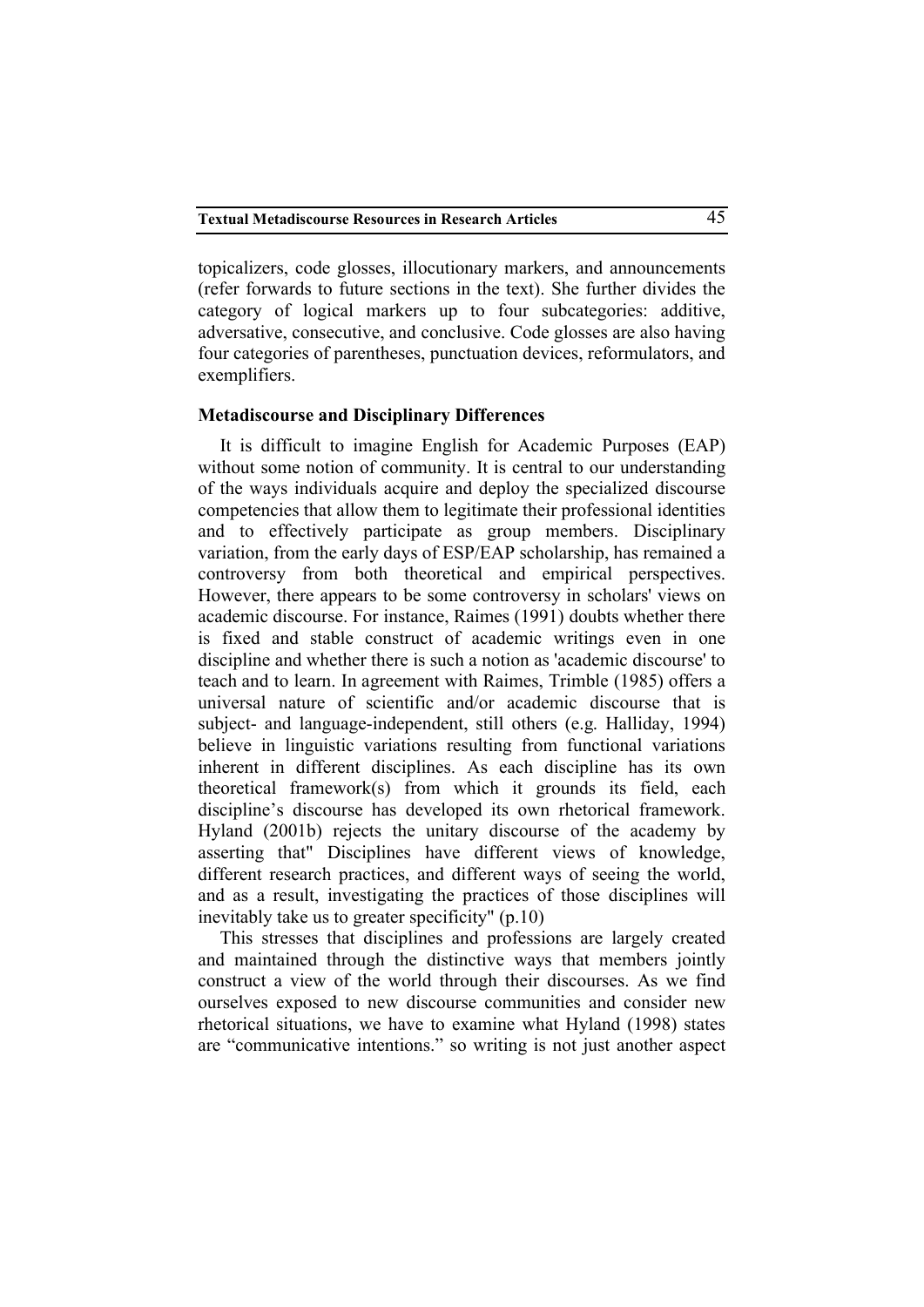topicalizers, code glosses, illocutionary markers, and announcements (refer forwards to future sections in the text). She further divides the category of logical markers up to four subcategories: additive, adversative, consecutive, and conclusive. Code glosses are also having four categories of parentheses, punctuation devices, reformulators, and exemplifiers.

### Metadiscourse and Disciplinary Differences

It is difficult to imagine English for Academic Purposes (EAP) without some notion of community. It is central to our understanding of the ways individuals acquire and deploy the specialized discourse competencies that allow them to legitimate their professional identities and to effectively participate as group members. Disciplinary variation, from the early days of ESP/EAP scholarship, has remained a controversy from both theoretical and empirical perspectives. However, there appears to be some controversy in scholars' views on academic discourse. For instance, Raimes (1991) doubts whether there is fixed and stable construct of academic writings even in one discipline and whether there is such a notion as 'academic discourse' to teach and to learn. In agreement with Raimes, Trimble (1985) offers a universal nature of scientific and/or academic discourse that is subject- and language-independent, still others (e.g. Halliday, 1994) believe in linguistic variations resulting from functional variations inherent in different disciplines. As each discipline has its own theoretical framework(s) from which it grounds its field, each discipline's discourse has developed its own rhetorical framework. Hyland (2001b) rejects the unitary discourse of the academy by asserting that" Disciplines have different views of knowledge, different research practices, and different ways of seeing the world, and as a result, investigating the practices of those disciplines will inevitably take us to greater specificity" (p.10)

This stresses that disciplines and professions are largely created and maintained through the distinctive ways that members jointly construct a view of the world through their discourses. As we find ourselves exposed to new discourse communities and consider new rhetorical situations, we have to examine what Hyland (1998) states are "communicative intentions." so writing is not just another aspect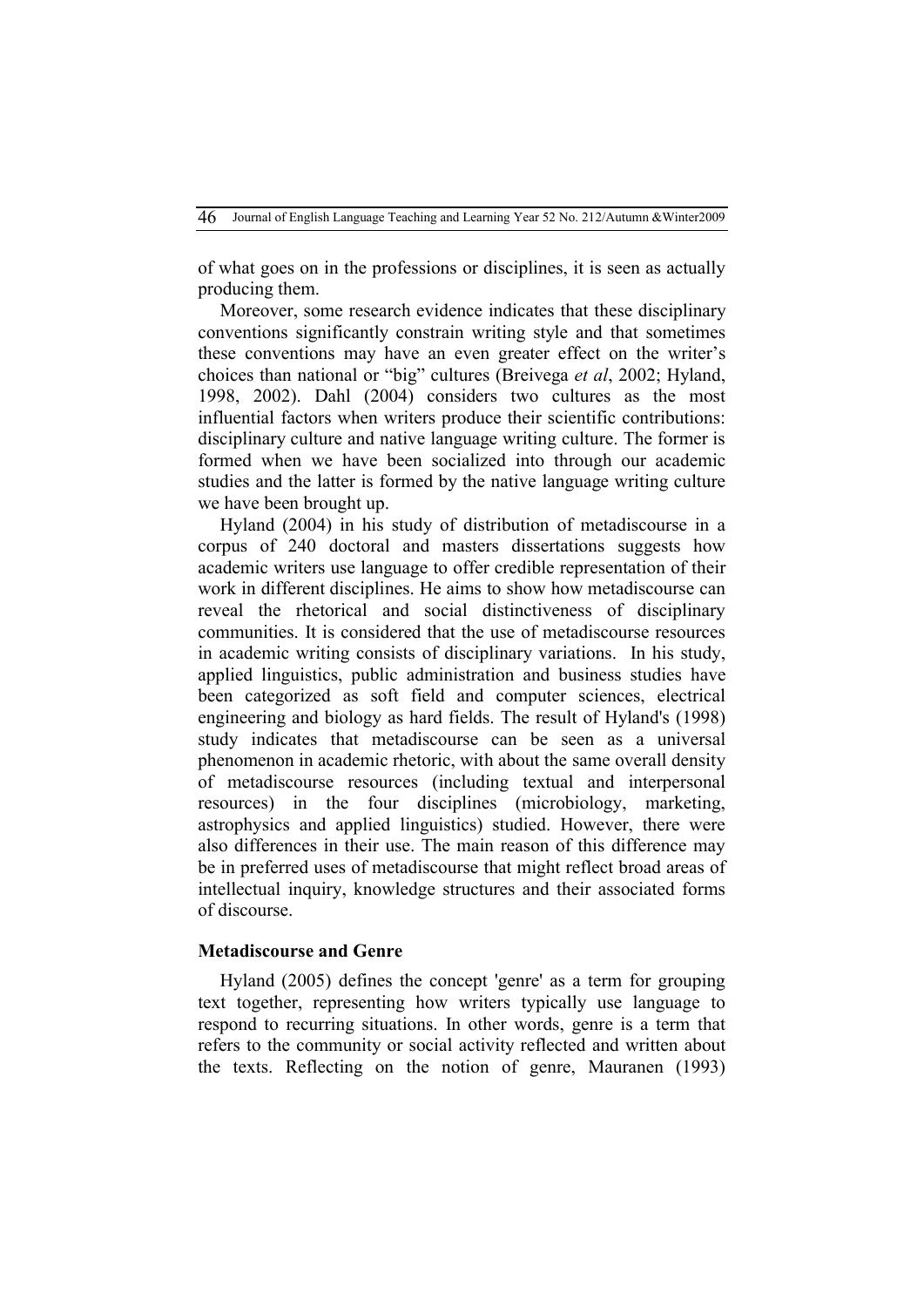of what goes on in the professions or disciplines, it is seen as actually producing them.

Moreover, some research evidence indicates that these disciplinary conventions significantly constrain writing style and that sometimes these conventions may have an even greater effect on the writer's choices than national or "big" cultures (Breivega *et al*, 2002; Hyland, 1998, 2002). Dahl (2004) considers two cultures as the most influential factors when writers produce their scientific contributions: disciplinary culture and native language writing culture. The former is formed when we have been socialized into through our academic studies and the latter is formed by the native language writing culture we have been brought up.

Hyland (2004) in his study of distribution of metadiscourse in a corpus of 240 doctoral and masters dissertations suggests how academic writers use language to offer credible representation of their work in different disciplines. He aims to show how metadiscourse can reveal the rhetorical and social distinctiveness of disciplinary communities. It is considered that the use of metadiscourse resources in academic writing consists of disciplinary variations. In his study, applied linguistics, public administration and business studies have been categorized as soft field and computer sciences, electrical engineering and biology as hard fields. The result of Hyland's (1998) study indicates that metadiscourse can be seen as a universal phenomenon in academic rhetoric, with about the same overall density of metadiscourse resources (including textual and interpersonal resources) in the four disciplines (microbiology, marketing, astrophysics and applied linguistics) studied. However, there were also differences in their use. The main reason of this difference may be in preferred uses of metadiscourse that might reflect broad areas of intellectual inquiry, knowledge structures and their associated forms of discourse.

**Metadiscourse and Genre**

Hyland (2005) defines the concept 'genre' as a term for grouping text together, representing how writers typically use language to respond to recurring situations. In other words, genre is a term that refers to the community or social activity reflected and written about the texts. Reflecting on the notion of genre, Mauranen (1993)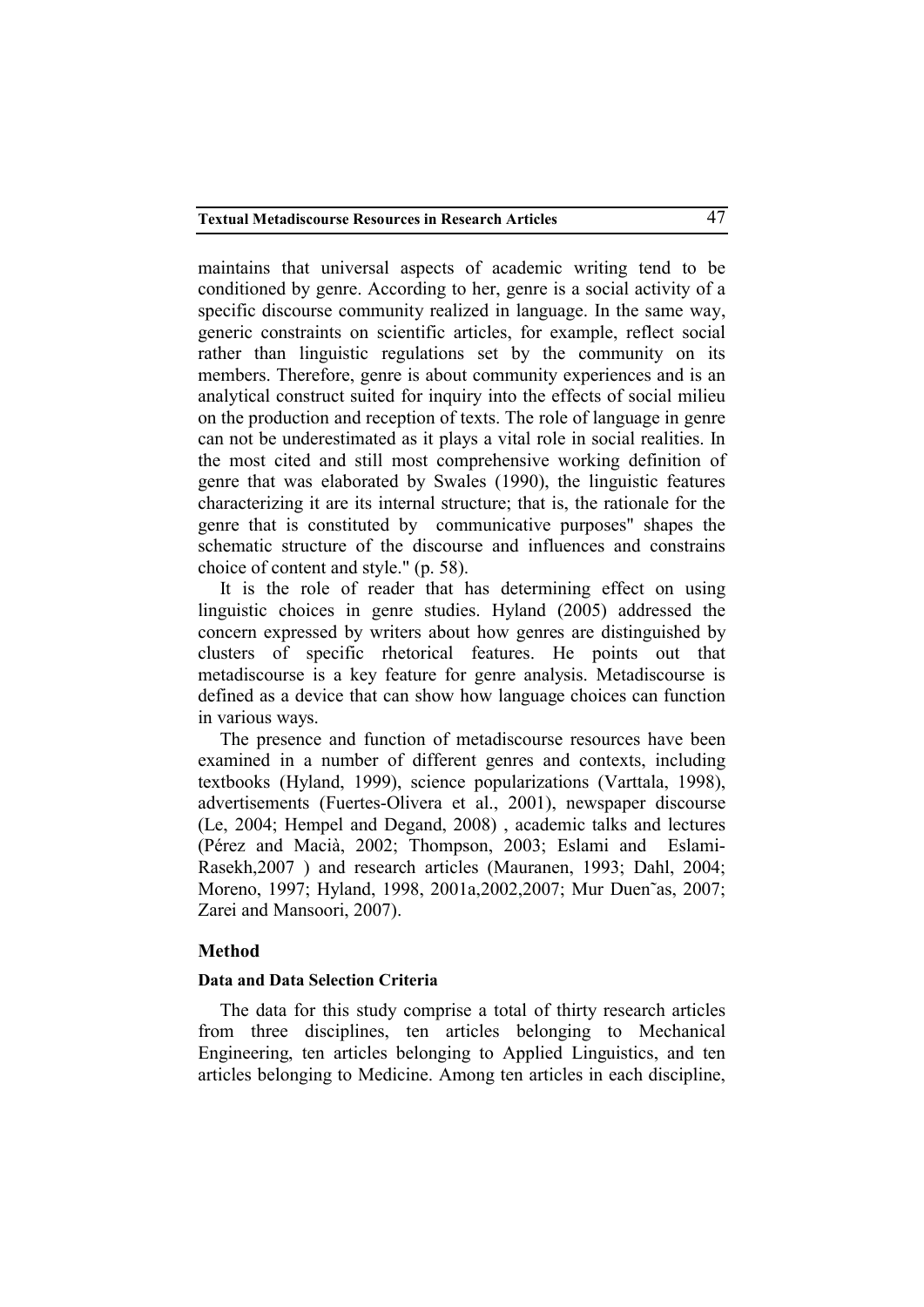maintains that universal aspects of academic writing tend to be conditioned by genre. According to her, genre is a social activity of a specific discourse community realized in language. In the same way, generic constraints on scientific articles, for example, reflect social rather than linguistic regulations set by the community on its members. Therefore, genre is about community experiences and is an analytical construct suited for inquiry into the effects of social milieu on the production and reception of texts. The role of language in genre can not be underestimated as it plays a vital role in social realities. In the most cited and still most comprehensive working definition of genre that was elaborated by Swales (1990), the linguistic features characterizing it are its internal structure; that is, the rationale for the genre that is constituted by communicative purposes" shapes the schematic structure of the discourse and influences and constrains choice of content and style." (p. 58).

It is the role of reader that has determining effect on using linguistic choices in genre studies. Hyland (2005) addressed the concern expressed by writers about how genres are distinguished by clusters of specific rhetorical features. He points out that metadiscourse is a key feature for genre analysis. Metadiscourse is defined as a device that can show how language choices can function in various ways.

The presence and function of metadiscourse resources have been examined in a number of different genres and contexts, including textbooks (Hyland, 1999), science popularizations (Varttala, 1998), advertisements (Fuertes-Olivera et al., 2001), newspaper discourse (Le, 2004; Hempel and Degand, 2008) , academic talks and lectures (Pérez and Macià, 2002; Thompson, 2003; Eslami and Eslami-Rasekh,2007 ) and research articles (Mauranen, 1993; Dahl, 2004; Moreno, 1997; Hyland, 1998, 2001a,2002,2007; Mur Duen˜as, 2007; Zarei and Mansoori, 2007).

## Method

### Data and Data Selection Criteria

The data for this study comprise a total of thirty research articles from three disciplines, ten articles belonging to Mechanical Engineering, ten articles belonging to Applied Linguistics, and ten articles belonging to Medicine. Among ten articles in each discipline,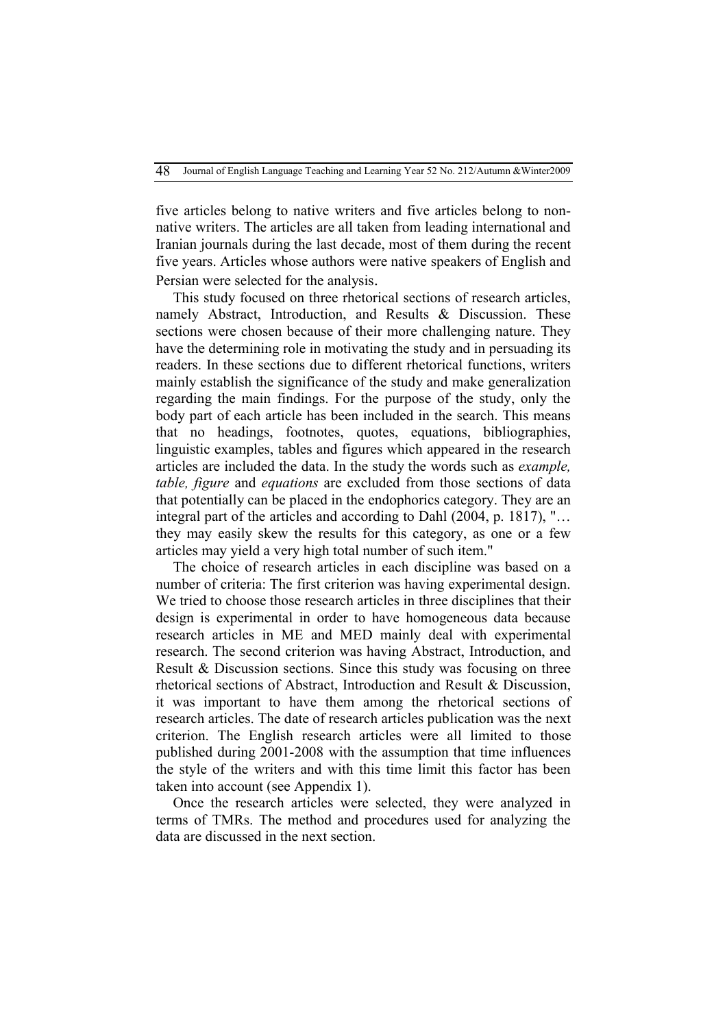five articles belong to native writers and five articles belong to non-native writers. The articles are all taken from leading international and Iranian journals during the last decade, most of them during the recent five years. Articles whose authors were native speakers of English and Persian were selected for the analysis.

This study focused on three rhetorical sections of research articles, namely Abstract, Introduction, and Results & Discussion. These sections were chosen because of their more challenging nature. They have the determining role in motivating the study and in persuading its readers. In these sections due to different rhetorical functions, writers mainly establish the significance of the study and make generalization regarding the main findings. For the purpose of the study, only the body part of each article has been included in the search. This means that no headings, footnotes, quotes, equations, bibliographies, linguistic examples, tables and figures which appeared in the research articles are included the data. In the study the words such as *example, table, figure* and *equations* are excluded from those sections of data that potentially can be placed in the endophorics category. They are an integral part of the articles and according to Dahl (2004, p. 1817), "… they may easily skew the results for this category, as one or a few articles may yield a very high total number of such item."

The choice of research articles in each discipline was based on a number of criteria: The first criterion was having experimental design. We tried to choose those research articles in three disciplines that their design is experimental in order to have homogeneous data because research articles in ME and MED mainly deal with experimental research. The second criterion was having Abstract, Introduction, and Result & Discussion sections. Since this study was focusing on three rhetorical sections of Abstract, Introduction and Result & Discussion, it was important to have them among the rhetorical sections of research articles. The date of research articles publication was the next criterion. The English research articles were all limited to those published during 2001-2008 with the assumption that time influences the style of the writers and with this time limit this factor has been taken into account (see Appendix 1).

Once the research articles were selected, they were analyzed in terms of TMRs. The method and procedures used for analyzing the data are discussed in the next section.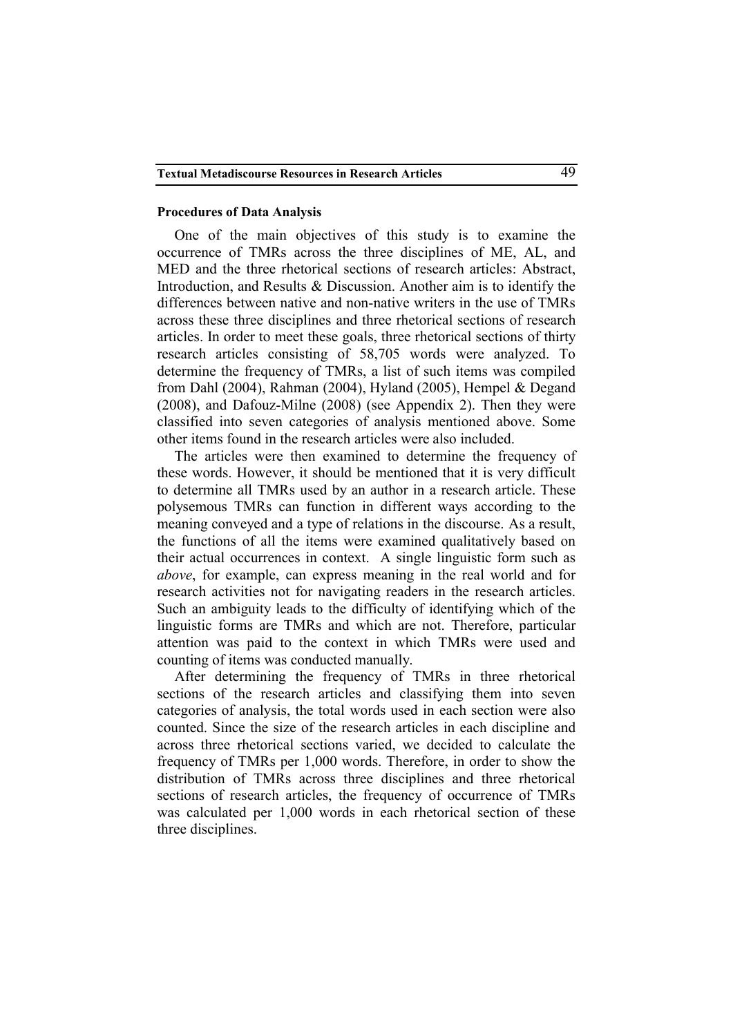### Procedures of Data Analysis

One of the main objectives of this study is to examine the occurrence of TMRs across the three disciplines of ME, AL, and MED and the three rhetorical sections of research articles: Abstract, Introduction, and Results & Discussion. Another aim is to identify the differences between native and non-native writers in the use of TMRs across these three disciplines and three rhetorical sections of research articles. In order to meet these goals, three rhetorical sections of thirty research articles consisting of 58,705 words were analyzed. To determine the frequency of TMRs, a list of such items was compiled from Dahl (2004), Rahman (2004), Hyland (2005), Hempel & Degand (2008), and Dafouz-Milne (2008) (see Appendix 2). Then they were classified into seven categories of analysis mentioned above. Some other items found in the research articles were also included.

The articles were then examined to determine the frequency of these words. However, it should be mentioned that it is very difficult to determine all TMRs used by an author in a research article. These polysemous TMRs can function in different ways according to the meaning conveyed and a type of relations in the discourse. As a result, the functions of all the items were examined qualitatively based on their actual occurrences in context. A single linguistic form such as *above*, for example, can express meaning in the real world and for research activities not for navigating readers in the research articles. Such an ambiguity leads to the difficulty of identifying which of the linguistic forms are TMRs and which are not. Therefore, particular attention was paid to the context in which TMRs were used and counting of items was conducted manually.

After determining the frequency of TMRs in three rhetorical sections of the research articles and classifying them into seven categories of analysis, the total words used in each section were also counted. Since the size of the research articles in each discipline and across three rhetorical sections varied, we decided to calculate the frequency of TMRs per 1,000 words. Therefore, in order to show the distribution of TMRs across three disciplines and three rhetorical sections of research articles, the frequency of occurrence of TMRs was calculated per 1,000 words in each rhetorical section of these three disciplines.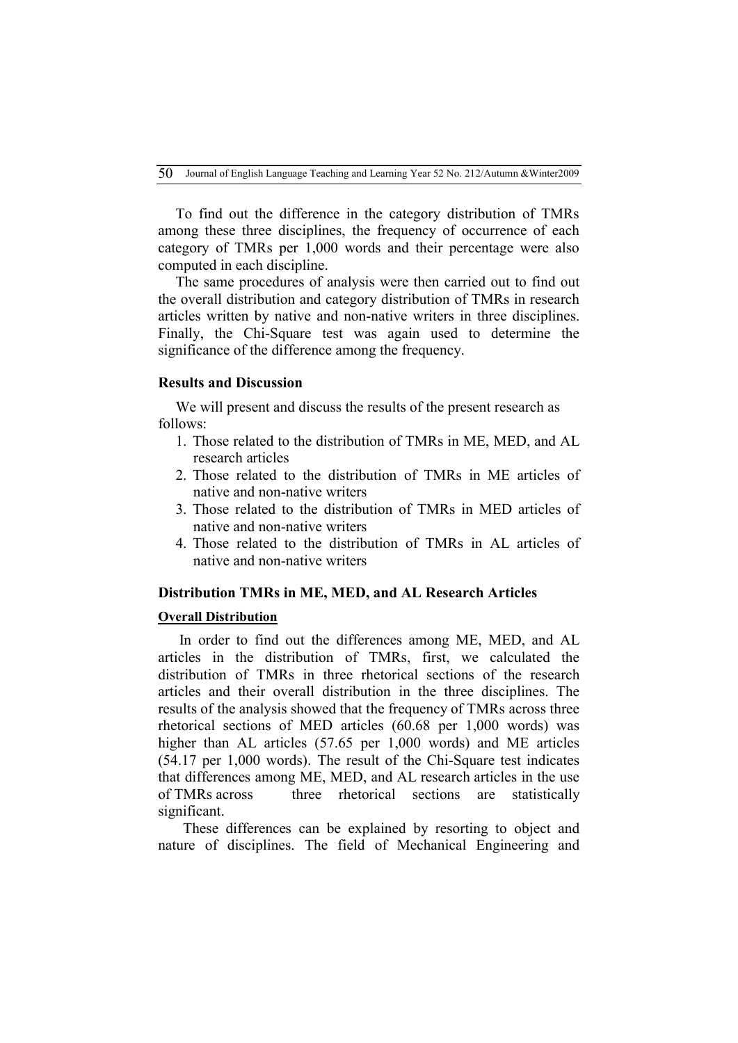To find out the difference in the category distribution of TMRs among these three disciplines, the frequency of occurrence of each category of TMRs per 1,000 words and their percentage were also computed in each discipline.

The same procedures of analysis were then carried out to find out the overall distribution and category distribution of TMRs in research articles written by native and non-native writers in three disciplines. Finally, the Chi-Square test was again used to determine the significance of the difference among the frequency.

### Results and Discussion

We will present and discuss the results of the present research as follows:

1. Those related to the distribution of TMRs in ME, MED, and AL research articles
2. Those related to the distribution of TMRs in ME articles of native and non-native writers
3. Those related to the distribution of TMRs in MED articles of native and non-native writers
4. Those related to the distribution of TMRs in AL articles of native and non-native writers

### Distribution TMRs in ME, MED, and AL Research Articles

#### Overall Distribution

In order to find out the differences among ME, MED, and AL articles in the distribution of TMRs, first, we calculated the distribution of TMRs in three rhetorical sections of the research articles and their overall distribution in the three disciplines. The results of the analysis showed that the frequency of TMRs across three rhetorical sections of MED articles (60.68 per 1,000 words) was higher than AL articles (57.65 per 1,000 words) and ME articles (54.17 per 1,000 words). The result of the Chi-Square test indicates that differences among ME, MED, and AL research articles in the use of TMRs across three rhetorical sections are statistically significant.

These differences can be explained by resorting to object and nature of disciplines. The field of Mechanical Engineering and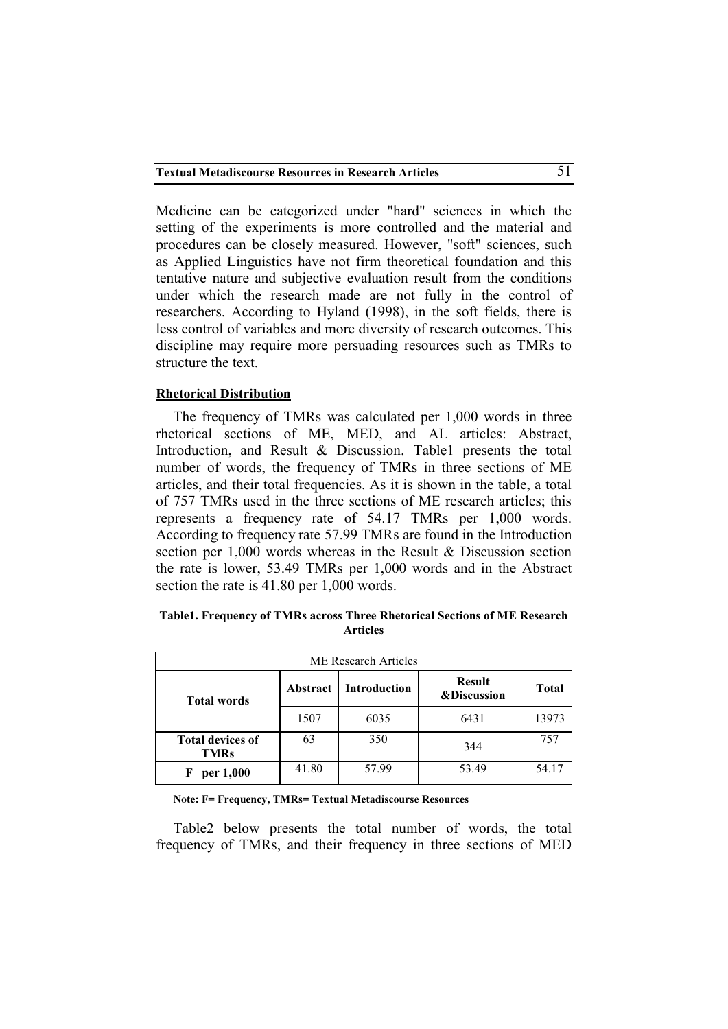Medicine can be categorized under "hard" sciences in which the setting of the experiments is more controlled and the material and procedures can be closely measured. However, "soft" sciences, such as Applied Linguistics have not firm theoretical foundation and this tentative nature and subjective evaluation result from the conditions under which the research made are not fully in the control of researchers. According to Hyland (1998), in the soft fields, there is less control of variables and more diversity of research outcomes. This discipline may require more persuading resources such as TMRs to structure the text.

**Rhetorical Distribution**

The frequency of TMRs was calculated per 1,000 words in three rhetorical sections of ME, MED, and AL articles: Abstract, Introduction, and Result & Discussion. Table1 presents the total number of words, the frequency of TMRs in three sections of ME articles, and their total frequencies. As it is shown in the table, a total of 757 TMRs used in the three sections of ME research articles; this represents a frequency rate of 54.17 TMRs per 1,000 words. According to frequency rate 57.99 TMRs are found in the Introduction section per 1,000 words whereas in the Result & Discussion section the rate is lower, 53.49 TMRs per 1,000 words and in the Abstract section the rate is 41.80 per 1,000 words.

**Table1. Frequency of TMRs across Three Rhetorical Sections of ME Research Articles**

| ME Research Articles | | | | |
|---|---|---|---|---|
| **Total words** | **Abstract** | **Introduction** | **Result &Discussion** | **Total** |
| | 1507 | 6035 | 6431 | 13973 |
| **Total devices of TMRs** | 63 | 350 | 344 | 757 |
| **F per 1,000** | 41.80 | 57.99 | 53.49 | 54.17 |

**Note: F= Frequency, TMRs= Textual Metadiscourse Resources**

Table2 below presents the total number of words, the total frequency of TMRs, and their frequency in three sections of MED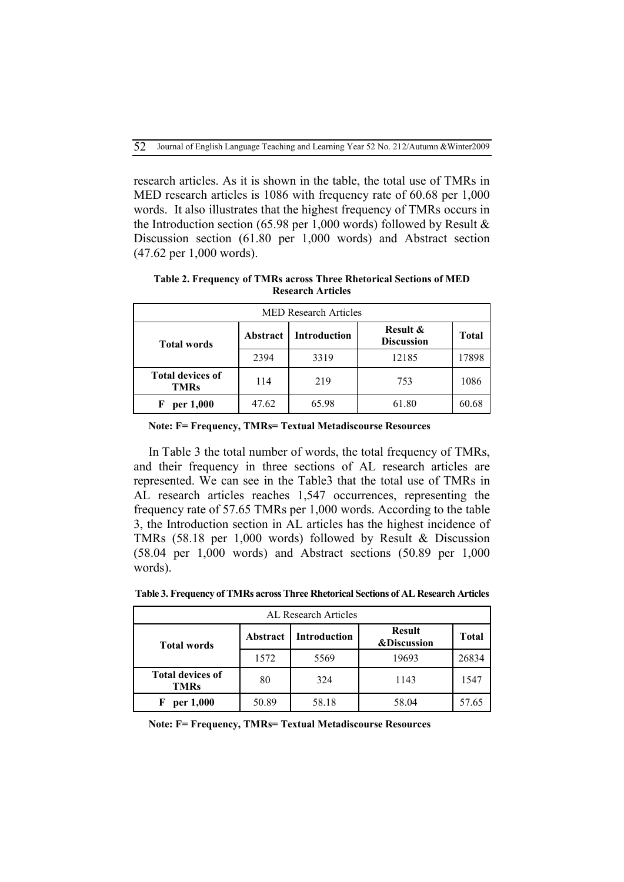research articles. As it is shown in the table, the total use of TMRs in MED research articles is 1086 with frequency rate of 60.68 per 1,000 words. It also illustrates that the highest frequency of TMRs occurs in the Introduction section (65.98 per 1,000 words) followed by Result & Discussion section (61.80 per 1,000 words) and Abstract section (47.62 per 1,000 words).

**Table 2. Frequency of TMRs across Three Rhetorical Sections of MED Research Articles**

| MED Research Articles | | | | |
|---|---|---|---|---|
| **Total words** | **Abstract** | **Introduction** | **Result & Discussion** | **Total** |
| | 2394 | 3319 | 12185 | 17898 |
| **Total devices of TMRs** | 114 | 219 | 753 | 1086 |
| **F per 1,000** | 47.62 | 65.98 | 61.80 | 60.68 |

**Note: F= Frequency, TMRs= Textual Metadiscourse Resources**

In Table 3 the total number of words, the total frequency of TMRs, and their frequency in three sections of AL research articles are represented. We can see in the Table3 that the total use of TMRs in AL research articles reaches 1,547 occurrences, representing the frequency rate of 57.65 TMRs per 1,000 words. According to the table 3, the Introduction section in AL articles has the highest incidence of TMRs (58.18 per 1,000 words) followed by Result & Discussion (58.04 per 1,000 words) and Abstract sections (50.89 per 1,000 words).

**Table 3. Frequency of TMRs across Three Rhetorical Sections of AL Research Articles**

| AL Research Articles | | | | |
|---|---|---|---|---|
| **Total words** | **Abstract** | **Introduction** | **Result &Discussion** | **Total** |
| | 1572 | 5569 | 19693 | 26834 |
| **Total devices of TMRs** | 80 | 324 | 1143 | 1547 |
| **F per 1,000** | 50.89 | 58.18 | 58.04 | 57.65 |

**Note: F= Frequency, TMRs= Textual Metadiscourse Resources**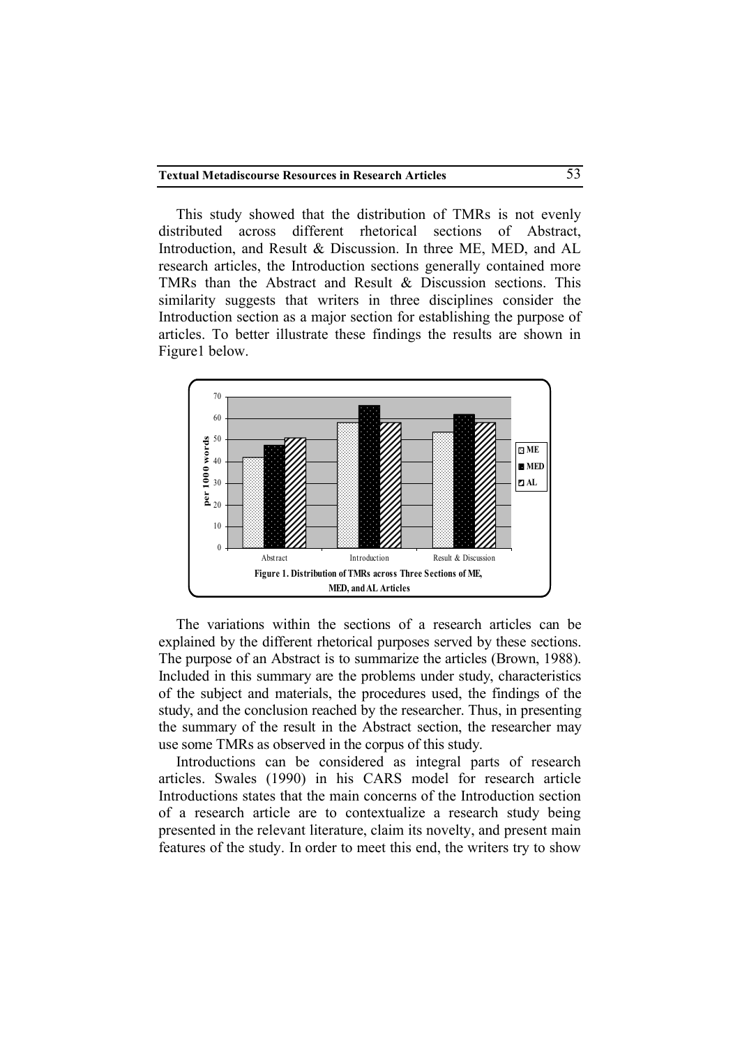This study showed that the distribution of TMRs is not evenly distributed across different rhetorical sections of Abstract, Introduction, and Result & Discussion. In three ME, MED, and AL research articles, the Introduction sections generally contained more TMRs than the Abstract and Result & Discussion sections. This similarity suggests that writers in three disciplines consider the Introduction section as a major section for establishing the purpose of articles. To better illustrate these findings the results are shown in Figure1 below.

**Figure 1. Distribution of TMRs across Three Sections of ME, MED, and AL Articles**

The variations within the sections of a research articles can be explained by the different rhetorical purposes served by these sections. The purpose of an Abstract is to summarize the articles (Brown, 1988). Included in this summary are the problems under study, characteristics of the subject and materials, the procedures used, the findings of the study, and the conclusion reached by the researcher. Thus, in presenting the summary of the result in the Abstract section, the researcher may use some TMRs as observed in the corpus of this study.

Introductions can be considered as integral parts of research articles. Swales (1990) in his CARS model for research article Introductions states that the main concerns of the Introduction section of a research article are to contextualize a research study being presented in the relevant literature, claim its novelty, and present main features of the study. In order to meet this end, the writers try to show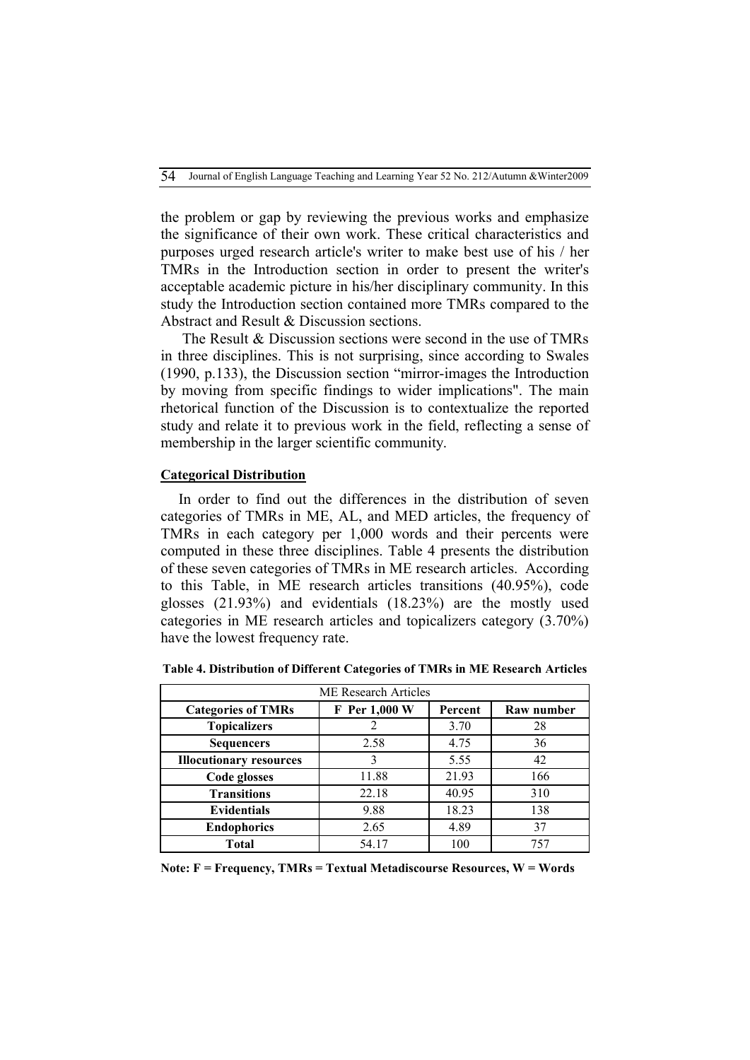the problem or gap by reviewing the previous works and emphasize the significance of their own work. These critical characteristics and purposes urged research article's writer to make best use of his / her TMRs in the Introduction section in order to present the writer's acceptable academic picture in his/her disciplinary community. In this study the Introduction section contained more TMRs compared to the Abstract and Result & Discussion sections.

The Result & Discussion sections were second in the use of TMRs in three disciplines. This is not surprising, since according to Swales (1990, p.133), the Discussion section "mirror-images the Introduction by moving from specific findings to wider implications". The main rhetorical function of the Discussion is to contextualize the reported study and relate it to previous work in the field, reflecting a sense of membership in the larger scientific community.

## Categorical Distribution

In order to find out the differences in the distribution of seven categories of TMRs in ME, AL, and MED articles, the frequency of TMRs in each category per 1,000 words and their percents were computed in these three disciplines. Table 4 presents the distribution of these seven categories of TMRs in ME research articles. According to this Table, in ME research articles transitions (40.95%), code glosses (21.93%) and evidentials (18.23%) are the mostly used categories in ME research articles and topicalizers category (3.70%) have the lowest frequency rate.

**Table 4. Distribution of Different Categories of TMRs in ME Research Articles**

| ME Research Articles | | | |
|---|---|---|---|
| **Categories of TMRs** | **F Per 1,000 W** | **Percent** | **Raw number** |
| **Topicalizers** | 2 | 3.70 | 28 |
| **Sequencers** | 2.58 | 4.75 | 36 |
| **Illocutionary resources** | 3 | 5.55 | 42 |
| **Code glosses** | 11.88 | 21.93 | 166 |
| **Transitions** | 22.18 | 40.95 | 310 |
| **Evidentials** | 9.88 | 18.23 | 138 |
| **Endophorics** | 2.65 | 4.89 | 37 |
| **Total** | 54.17 | 100 | 757 |

**Note: F = Frequency, TMRs = Textual Metadiscourse Resources, W = Words**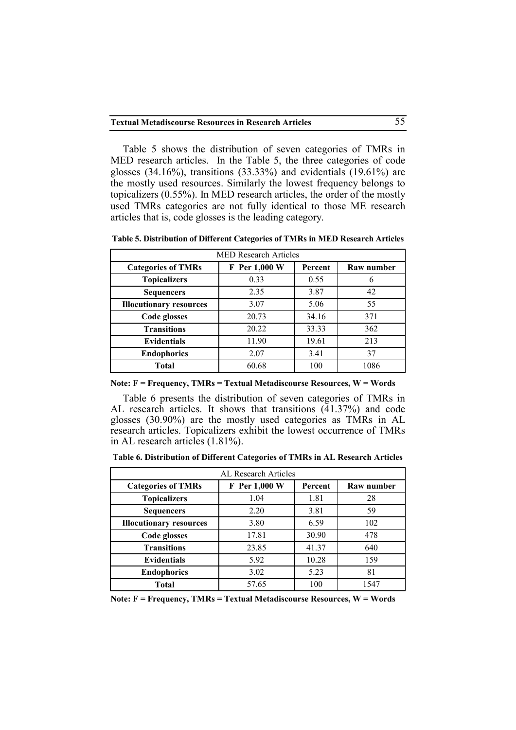Table 5 shows the distribution of seven categories of TMRs in MED research articles. In the Table 5, the three categories of code glosses (34.16%), transitions (33.33%) and evidentials (19.61%) are the mostly used resources. Similarly the lowest frequency belongs to topicalizers (0.55%). In MED research articles, the order of the mostly used TMRs categories are not fully identical to those ME research articles that is, code glosses is the leading category.

**Table 5. Distribution of Different Categories of TMRs in MED Research Articles**

| MED Research Articles | | | |
|---|---|---|---|
| **Categories of TMRs** | **F Per 1,000 W** | **Percent** | **Raw number** |
| **Topicalizers** | 0.33 | 0.55 | 6 |
| **Sequencers** | 2.35 | 3.87 | 42 |
| **Illocutionary resources** | 3.07 | 5.06 | 55 |
| **Code glosses** | 20.73 | 34.16 | 371 |
| **Transitions** | 20.22 | 33.33 | 362 |
| **Evidentials** | 11.90 | 19.61 | 213 |
| **Endophorics** | 2.07 | 3.41 | 37 |
| **Total** | 60.68 | 100 | 1086 |

**Note: F = Frequency, TMRs = Textual Metadiscourse Resources, W = Words**

Table 6 presents the distribution of seven categories of TMRs in AL research articles. It shows that transitions (41.37%) and code glosses (30.90%) are the mostly used categories as TMRs in AL research articles. Topicalizers exhibit the lowest occurrence of TMRs in AL research articles (1.81%).

**Table 6. Distribution of Different Categories of TMRs in AL Research Articles**

| AL Research Articles | | | |
|---|---|---|---|
| **Categories of TMRs** | **F Per 1,000 W** | **Percent** | **Raw number** |
| **Topicalizers** | 1.04 | 1.81 | 28 |
| **Sequencers** | 2.20 | 3.81 | 59 |
| **Illocutionary resources** | 3.80 | 6.59 | 102 |
| **Code glosses** | 17.81 | 30.90 | 478 |
| **Transitions** | 23.85 | 41.37 | 640 |
| **Evidentials** | 5.92 | 10.28 | 159 |
| **Endophorics** | 3.02 | 5.23 | 81 |
| **Total** | 57.65 | 100 | 1547 |

**Note: F = Frequency, TMRs = Textual Metadiscourse Resources, W = Words**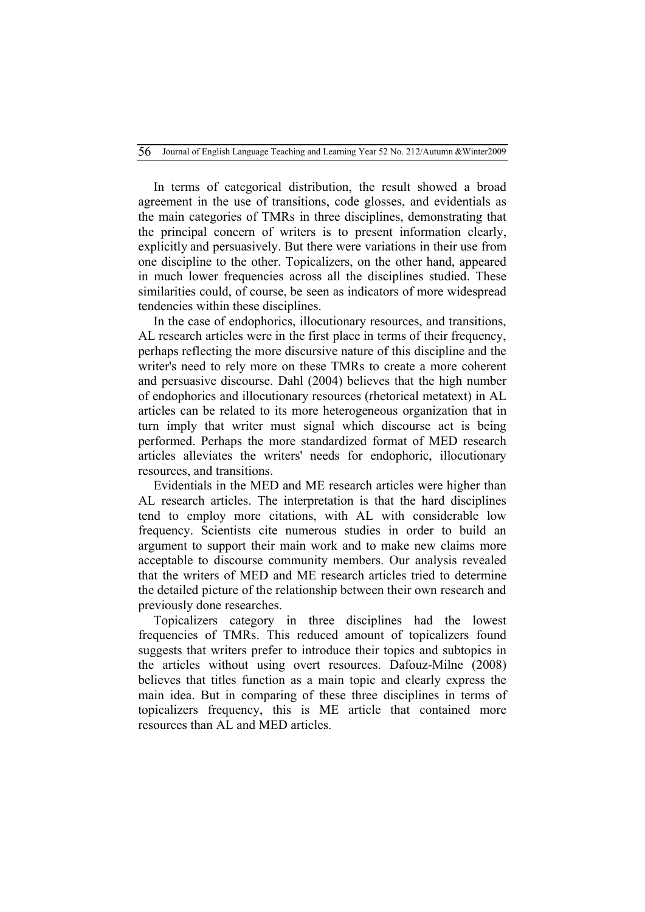In terms of categorical distribution, the result showed a broad agreement in the use of transitions, code glosses, and evidentials as the main categories of TMRs in three disciplines, demonstrating that the principal concern of writers is to present information clearly, explicitly and persuasively. But there were variations in their use from one discipline to the other. Topicalizers, on the other hand, appeared in much lower frequencies across all the disciplines studied. These similarities could, of course, be seen as indicators of more widespread tendencies within these disciplines.

In the case of endophorics, illocutionary resources, and transitions, AL research articles were in the first place in terms of their frequency, perhaps reflecting the more discursive nature of this discipline and the writer's need to rely more on these TMRs to create a more coherent and persuasive discourse. Dahl (2004) believes that the high number of endophorics and illocutionary resources (rhetorical metatext) in AL articles can be related to its more heterogeneous organization that in turn imply that writer must signal which discourse act is being performed. Perhaps the more standardized format of MED research articles alleviates the writers' needs for endophoric, illocutionary resources, and transitions.

Evidentials in the MED and ME research articles were higher than AL research articles. The interpretation is that the hard disciplines tend to employ more citations, with AL with considerable low frequency. Scientists cite numerous studies in order to build an argument to support their main work and to make new claims more acceptable to discourse community members. Our analysis revealed that the writers of MED and ME research articles tried to determine the detailed picture of the relationship between their own research and previously done researches.

Topicalizers category in three disciplines had the lowest frequencies of TMRs. This reduced amount of topicalizers found suggests that writers prefer to introduce their topics and subtopics in the articles without using overt resources. Dafouz-Milne (2008) believes that titles function as a main topic and clearly express the main idea. But in comparing of these three disciplines in terms of topicalizers frequency, this is ME article that contained more resources than AL and MED articles.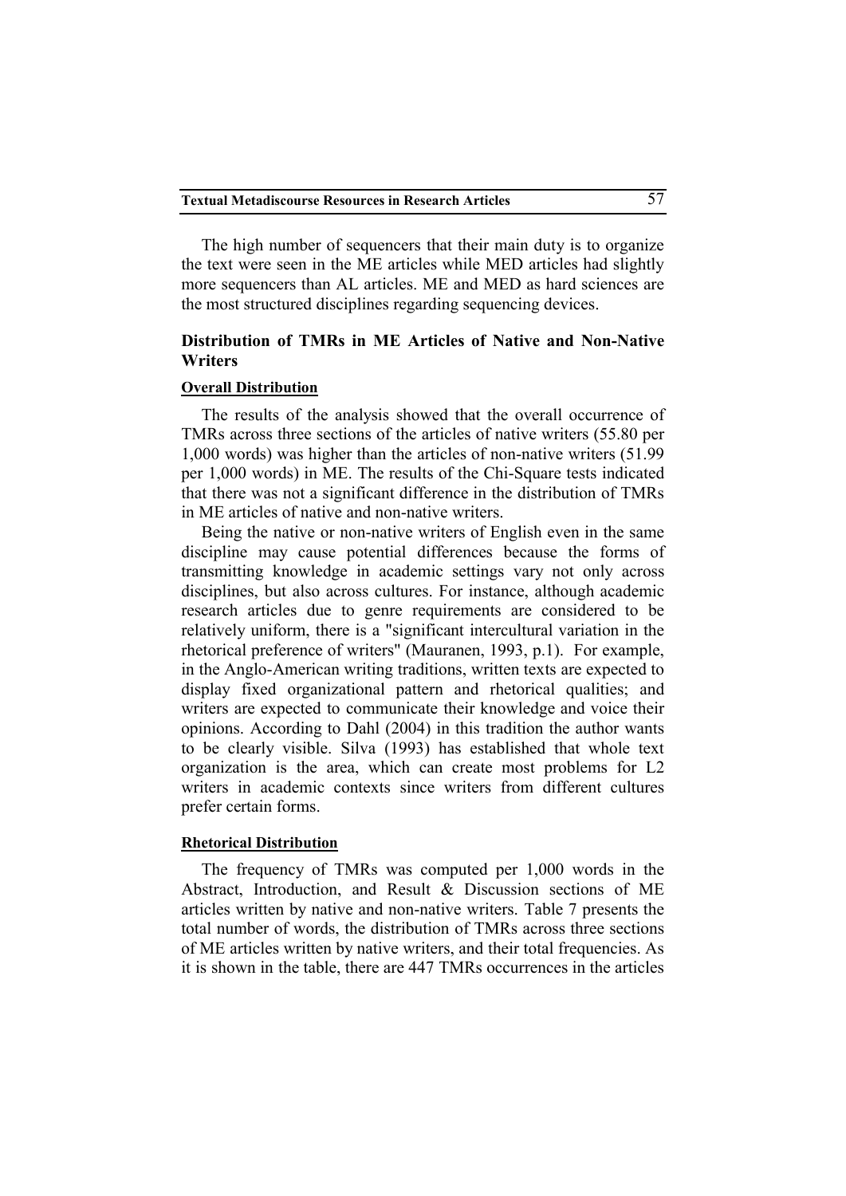The high number of sequencers that their main duty is to organize the text were seen in the ME articles while MED articles had slightly more sequencers than AL articles. ME and MED as hard sciences are the most structured disciplines regarding sequencing devices.

### Distribution of TMRs in ME Articles of Native and Non-Native Writers

#### Overall Distribution

The results of the analysis showed that the overall occurrence of TMRs across three sections of the articles of native writers (55.80 per 1,000 words) was higher than the articles of non-native writers (51.99 per 1,000 words) in ME. The results of the Chi-Square tests indicated that there was not a significant difference in the distribution of TMRs in ME articles of native and non-native writers.

Being the native or non-native writers of English even in the same discipline may cause potential differences because the forms of transmitting knowledge in academic settings vary not only across disciplines, but also across cultures. For instance, although academic research articles due to genre requirements are considered to be relatively uniform, there is a "significant intercultural variation in the rhetorical preference of writers" (Mauranen, 1993, p.1). For example, in the Anglo-American writing traditions, written texts are expected to display fixed organizational pattern and rhetorical qualities; and writers are expected to communicate their knowledge and voice their opinions. According to Dahl (2004) in this tradition the author wants to be clearly visible. Silva (1993) has established that whole text organization is the area, which can create most problems for L2 writers in academic contexts since writers from different cultures prefer certain forms.

#### Rhetorical Distribution

The frequency of TMRs was computed per 1,000 words in the Abstract, Introduction, and Result & Discussion sections of ME articles written by native and non-native writers. Table 7 presents the total number of words, the distribution of TMRs across three sections of ME articles written by native writers, and their total frequencies. As it is shown in the table, there are 447 TMRs occurrences in the articles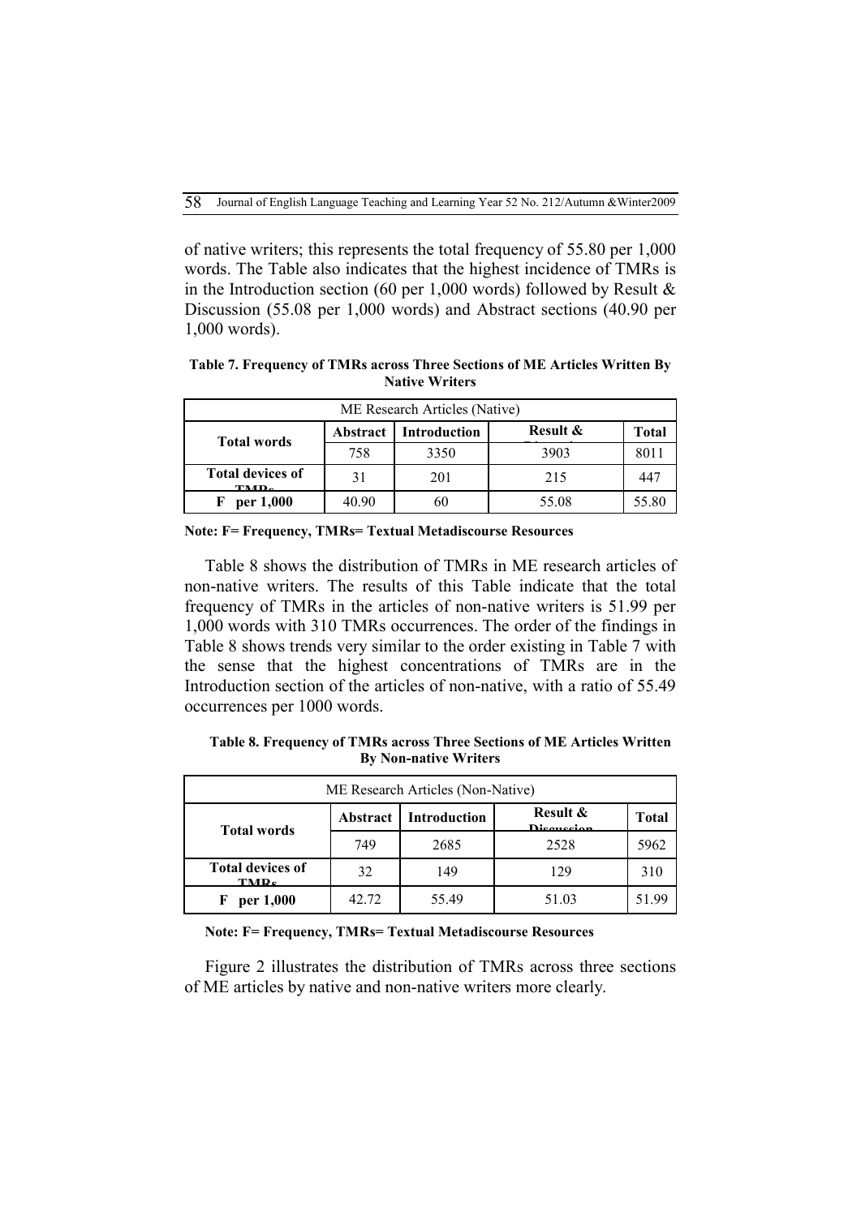of native writers; this represents the total frequency of 55.80 per 1,000 words. The Table also indicates that the highest incidence of TMRs is in the Introduction section (60 per 1,000 words) followed by Result & Discussion (55.08 per 1,000 words) and Abstract sections (40.90 per 1,000 words).

**Table 7. Frequency of TMRs across Three Sections of ME Articles Written By Native Writers**

| ME Research Articles (Native) | | | | |
|---|---|---|---|---|
| **Total words** | **Abstract** | **Introduction** | **Result & Discussion** | **Total** |
| | 758 | 3350 | 3903 | 8011 |
| **Total devices of TMRs** | 31 | 201 | 215 | 447 |
| **F per 1,000** | 40.90 | 60 | 55.08 | 55.80 |

**Note: F= Frequency, TMRs= Textual Metadiscourse Resources**

Table 8 shows the distribution of TMRs in ME research articles of non-native writers. The results of this Table indicate that the total frequency of TMRs in the articles of non-native writers is 51.99 per 1,000 words with 310 TMRs occurrences. The order of the findings in Table 8 shows trends very similar to the order existing in Table 7 with the sense that the highest concentrations of TMRs are in the Introduction section of the articles of non-native, with a ratio of 55.49 occurrences per 1000 words.

**Table 8. Frequency of TMRs across Three Sections of ME Articles Written By Non-native Writers**

| ME Research Articles (Non-Native) | | | | |
|---|---|---|---|---|
| **Total words** | **Abstract** | **Introduction** | **Result & Discussion** | **Total** |
| | 749 | 2685 | 2528 | 5962 |
| **Total devices of TMRs** | 32 | 149 | 129 | 310 |
| **F per 1,000** | 42.72 | 55.49 | 51.03 | 51.99 |

**Note: F= Frequency, TMRs= Textual Metadiscourse Resources**

Figure 2 illustrates the distribution of TMRs across three sections of ME articles by native and non-native writers more clearly.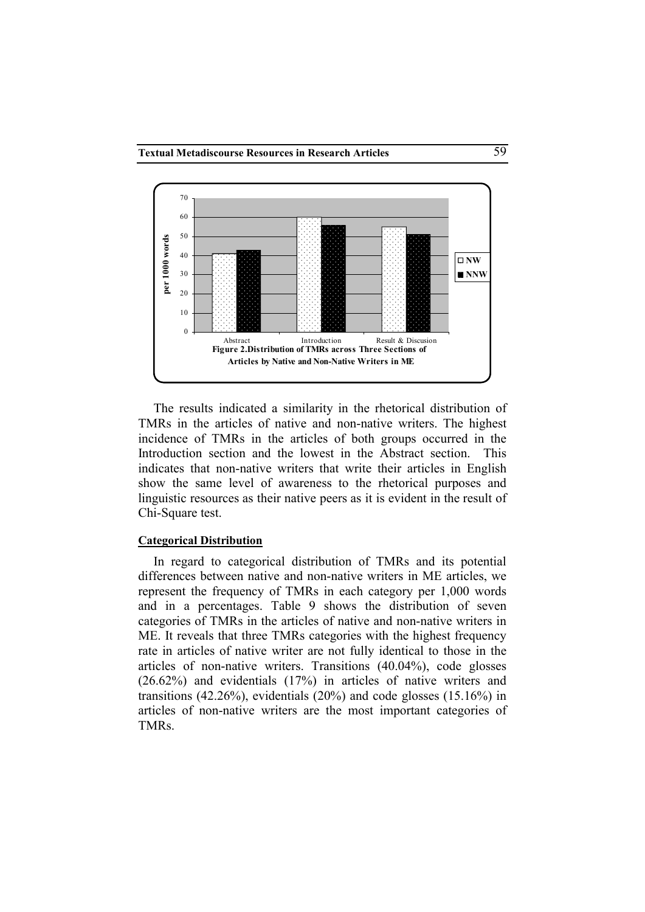Figure 2.Distribution of TMRs across Three Sections of Articles by Native and Non-Native Writers in ME

The results indicated a similarity in the rhetorical distribution of TMRs in the articles of native and non-native writers. The highest incidence of TMRs in the articles of both groups occurred in the Introduction section and the lowest in the Abstract section. This indicates that non-native writers that write their articles in English show the same level of awareness to the rhetorical purposes and linguistic resources as their native peers as it is evident in the result of Chi-Square test.

**Categorical Distribution**

In regard to categorical distribution of TMRs and its potential differences between native and non-native writers in ME articles, we represent the frequency of TMRs in each category per 1,000 words and in a percentages. Table 9 shows the distribution of seven categories of TMRs in the articles of native and non-native writers in ME. It reveals that three TMRs categories with the highest frequency rate in articles of native writer are not fully identical to those in the articles of non-native writers. Transitions (40.04%), code glosses (26.62%) and evidentials (17%) in articles of native writers and transitions (42.26%), evidentials (20%) and code glosses (15.16%) in articles of non-native writers are the most important categories of TMRs.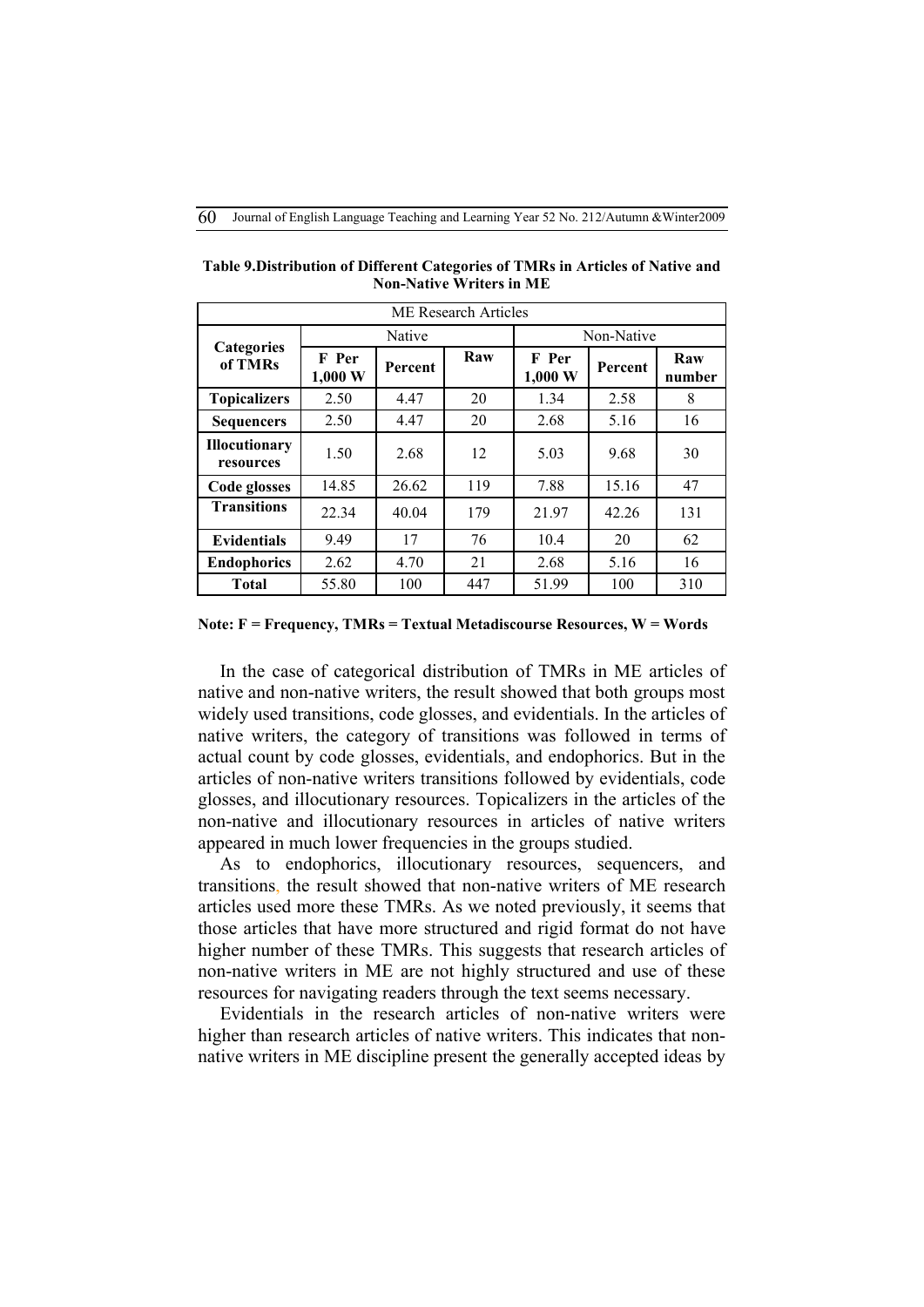**Table 9.Distribution of Different Categories of TMRs in Articles of Native and Non-Native Writers in ME**

| ME Research Articles | | | | | | |
|---|---|---|---|---|---|---|
| **Categories of TMRs** | Native | | | Non-Native | | |
| | **F Per 1,000 W** | **Percent** | **Raw** | **F Per 1,000 W** | **Percent** | **Raw number** |
| **Topicalizers** | 2.50 | 4.47 | 20 | 1.34 | 2.58 | 8 |
| **Sequencers** | 2.50 | 4.47 | 20 | 2.68 | 5.16 | 16 |
| **Illocutionary resources** | 1.50 | 2.68 | 12 | 5.03 | 9.68 | 30 |
| **Code glosses** | 14.85 | 26.62 | 119 | 7.88 | 15.16 | 47 |
| **Transitions** | 22.34 | 40.04 | 179 | 21.97 | 42.26 | 131 |
| **Evidentials** | 9.49 | 17 | 76 | 10.4 | 20 | 62 |
| **Endophorics** | 2.62 | 4.70 | 21 | 2.68 | 5.16 | 16 |
| **Total** | 55.80 | 100 | 447 | 51.99 | 100 | 310 |

**Note: F = Frequency, TMRs = Textual Metadiscourse Resources, W = Words**

In the case of categorical distribution of TMRs in ME articles of native and non-native writers, the result showed that both groups most widely used transitions, code glosses, and evidentials. In the articles of native writers, the category of transitions was followed in terms of actual count by code glosses, evidentials, and endophorics. But in the articles of non-native writers transitions followed by evidentials, code glosses, and illocutionary resources. Topicalizers in the articles of the non-native and illocutionary resources in articles of native writers appeared in much lower frequencies in the groups studied.

As to endophorics, illocutionary resources, sequencers, and transitions, the result showed that non-native writers of ME research articles used more these TMRs. As we noted previously, it seems that those articles that have more structured and rigid format do not have higher number of these TMRs. This suggests that research articles of non-native writers in ME are not highly structured and use of these resources for navigating readers through the text seems necessary.

Evidentials in the research articles of non-native writers were higher than research articles of native writers. This indicates that non-native writers in ME discipline present the generally accepted ideas by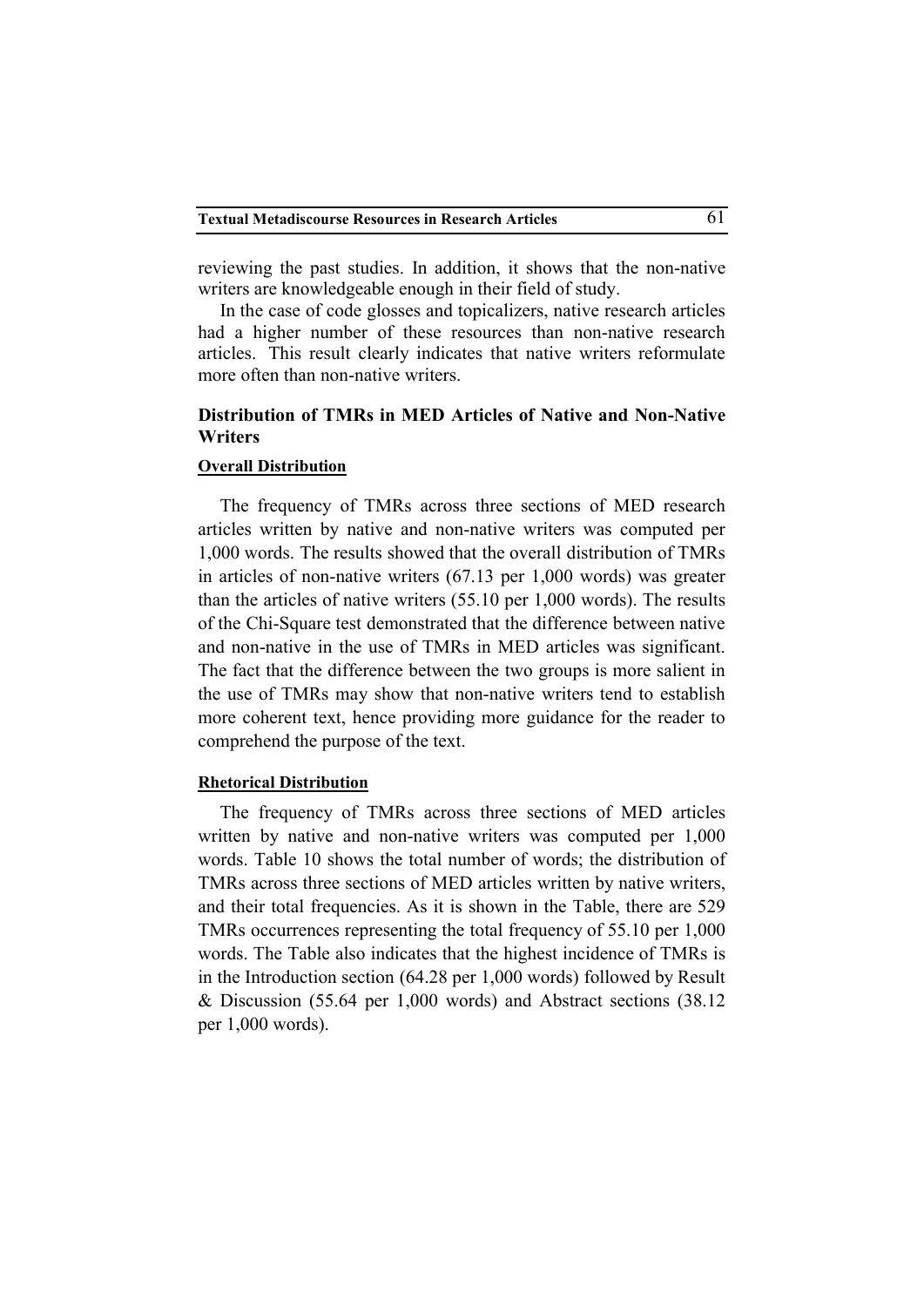reviewing the past studies. In addition, it shows that the non-native writers are knowledgeable enough in their field of study.

In the case of code glosses and topicalizers, native research articles had a higher number of these resources than non-native research articles. This result clearly indicates that native writers reformulate more often than non-native writers.

### Distribution of TMRs in MED Articles of Native and Non-Native Writers

#### Overall Distribution

The frequency of TMRs across three sections of MED research articles written by native and non-native writers was computed per 1,000 words. The results showed that the overall distribution of TMRs in articles of non-native writers (67.13 per 1,000 words) was greater than the articles of native writers (55.10 per 1,000 words). The results of the Chi-Square test demonstrated that the difference between native and non-native in the use of TMRs in MED articles was significant. The fact that the difference between the two groups is more salient in the use of TMRs may show that non-native writers tend to establish more coherent text, hence providing more guidance for the reader to comprehend the purpose of the text.

#### Rhetorical Distribution

The frequency of TMRs across three sections of MED articles written by native and non-native writers was computed per 1,000 words. Table 10 shows the total number of words; the distribution of TMRs across three sections of MED articles written by native writers, and their total frequencies. As it is shown in the Table, there are 529 TMRs occurrences representing the total frequency of 55.10 per 1,000 words. The Table also indicates that the highest incidence of TMRs is in the Introduction section (64.28 per 1,000 words) followed by Result & Discussion (55.64 per 1,000 words) and Abstract sections (38.12 per 1,000 words).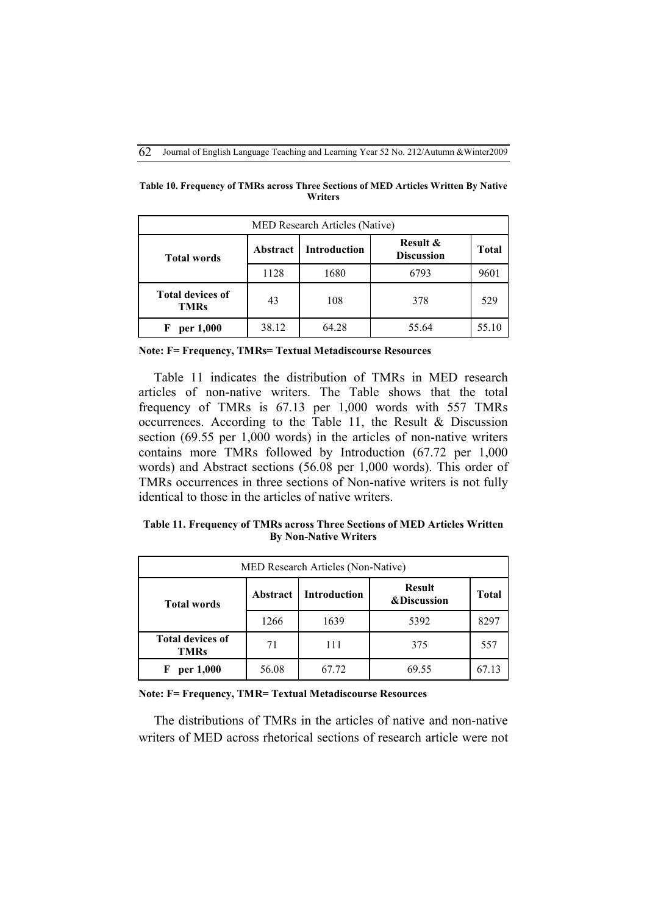**Table 10. Frequency of TMRs across Three Sections of MED Articles Written By Native Writers**

| MED Research Articles (Native) | | | | |
|---|---|---|---|---|
| **Total words** | **Abstract** | **Introduction** | **Result & Discussion** | **Total** |
| | 1128 | 1680 | 6793 | 9601 |
| **Total devices of TMRs** | 43 | 108 | 378 | 529 |
| **F per 1,000** | 38.12 | 64.28 | 55.64 | 55.10 |

**Note: F= Frequency, TMRs= Textual Metadiscourse Resources**

Table 11 indicates the distribution of TMRs in MED research articles of non-native writers. The Table shows that the total frequency of TMRs is 67.13 per 1,000 words with 557 TMRs occurrences. According to the Table 11, the Result & Discussion section (69.55 per 1,000 words) in the articles of non-native writers contains more TMRs followed by Introduction (67.72 per 1,000 words) and Abstract sections (56.08 per 1,000 words). This order of TMRs occurrences in three sections of Non-native writers is not fully identical to those in the articles of native writers.

**Table 11. Frequency of TMRs across Three Sections of MED Articles Written By Non-Native Writers**

| MED Research Articles (Non-Native) | | | | |
|---|---|---|---|---|
| **Total words** | **Abstract** | **Introduction** | **Result &Discussion** | **Total** |
| | 1266 | 1639 | 5392 | 8297 |
| **Total devices of TMRs** | 71 | 111 | 375 | 557 |
| **F per 1,000** | 56.08 | 67.72 | 69.55 | 67.13 |

**Note: F= Frequency, TMR= Textual Metadiscourse Resources**

The distributions of TMRs in the articles of native and non-native writers of MED across rhetorical sections of research article were not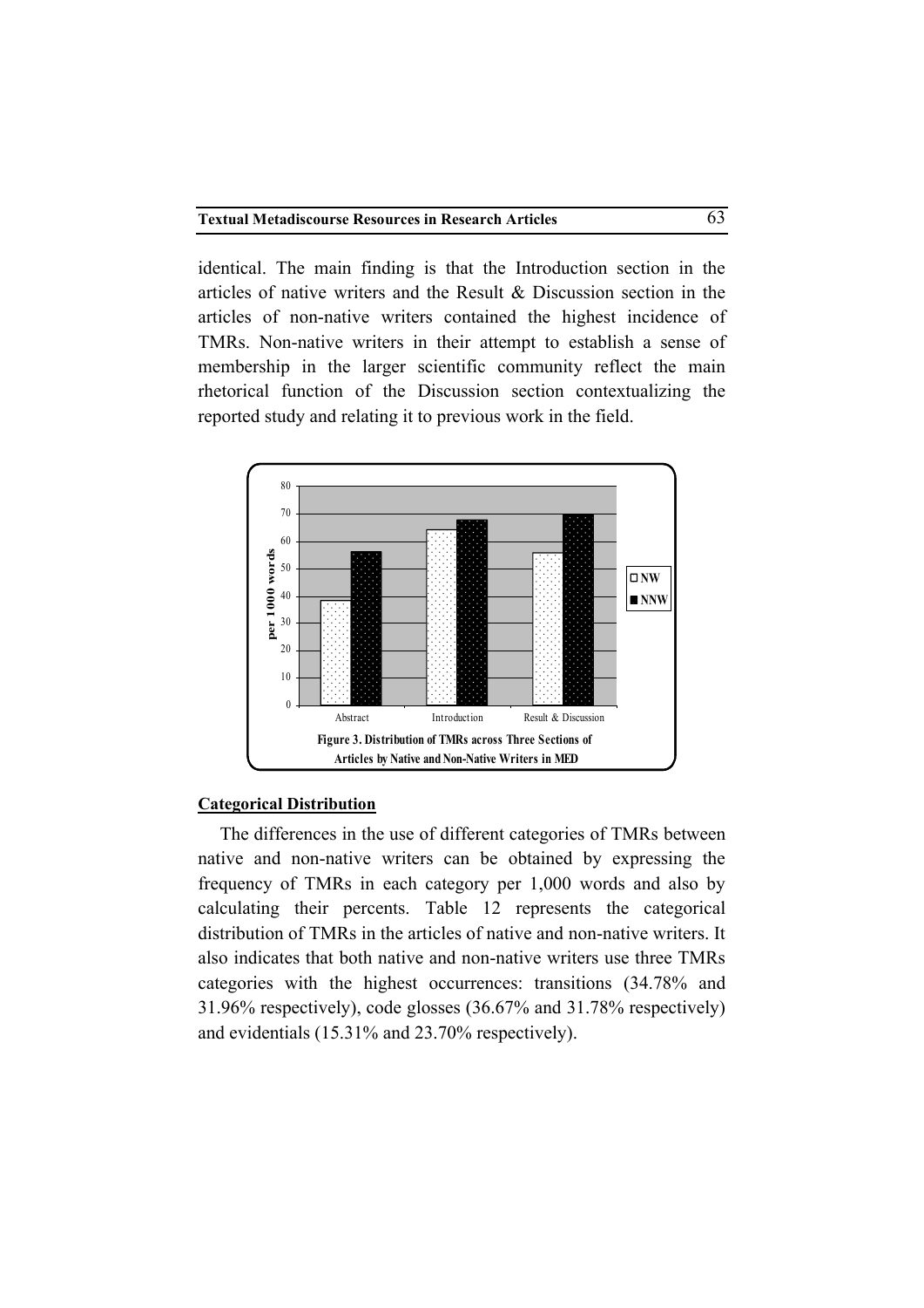identical. The main finding is that the Introduction section in the articles of native writers and the Result & Discussion section in the articles of non-native writers contained the highest incidence of TMRs. Non-native writers in their attempt to establish a sense of membership in the larger scientific community reflect the main rhetorical function of the Discussion section contextualizing the reported study and relating it to previous work in the field.

**Figure 3. Distribution of TMRs across Three Sections of Articles by Native and Non-Native Writers in MED**

**Categorical Distribution**

The differences in the use of different categories of TMRs between native and non-native writers can be obtained by expressing the frequency of TMRs in each category per 1,000 words and also by calculating their percents. Table 12 represents the categorical distribution of TMRs in the articles of native and non-native writers. It also indicates that both native and non-native writers use three TMRs categories with the highest occurrences: transitions (34.78% and 31.96% respectively), code glosses (36.67% and 31.78% respectively) and evidentials (15.31% and 23.70% respectively).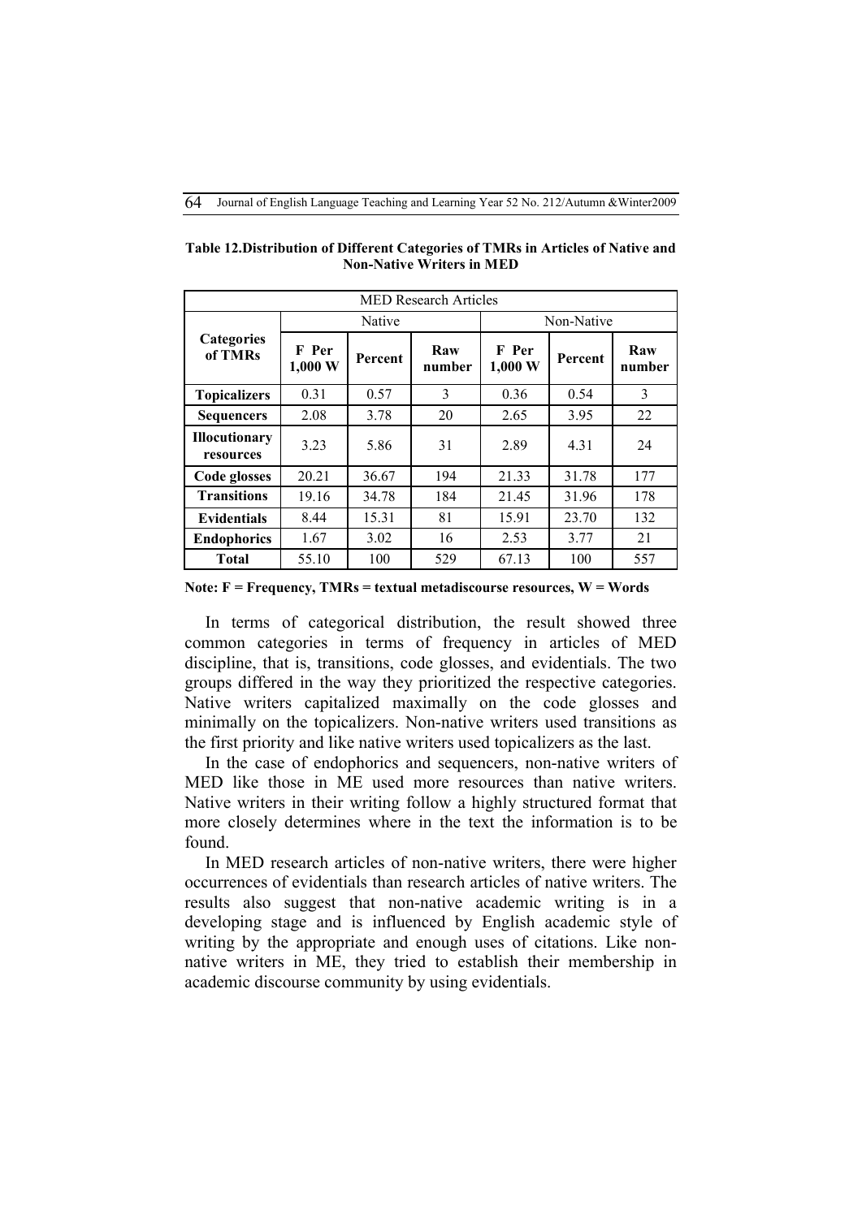**Table 12.Distribution of Different Categories of TMRs in Articles of Native and Non-Native Writers in MED**

| MED Research Articles | | | | | | |
|---|---|---|---|---|---|---|
| | Native | | | Non-Native | | |
| **Categories of TMRs** | **F Per 1,000 W** | **Percent** | **Raw number** | **F Per 1,000 W** | **Percent** | **Raw number** |
| **Topicalizers** | 0.31 | 0.57 | 3 | 0.36 | 0.54 | 3 |
| **Sequencers** | 2.08 | 3.78 | 20 | 2.65 | 3.95 | 22 |
| **Illocutionary resources** | 3.23 | 5.86 | 31 | 2.89 | 4.31 | 24 |
| **Code glosses** | 20.21 | 36.67 | 194 | 21.33 | 31.78 | 177 |
| **Transitions** | 19.16 | 34.78 | 184 | 21.45 | 31.96 | 178 |
| **Evidentials** | 8.44 | 15.31 | 81 | 15.91 | 23.70 | 132 |
| **Endophorics** | 1.67 | 3.02 | 16 | 2.53 | 3.77 | 21 |
| **Total** | 55.10 | 100 | 529 | 67.13 | 100 | 557 |

**Note: F = Frequency, TMRs = textual metadiscourse resources, W = Words**

In terms of categorical distribution, the result showed three common categories in terms of frequency in articles of MED discipline, that is, transitions, code glosses, and evidentials. The two groups differed in the way they prioritized the respective categories. Native writers capitalized maximally on the code glosses and minimally on the topicalizers. Non-native writers used transitions as the first priority and like native writers used topicalizers as the last.

In the case of endophorics and sequencers, non-native writers of MED like those in ME used more resources than native writers. Native writers in their writing follow a highly structured format that more closely determines where in the text the information is to be found.

In MED research articles of non-native writers, there were higher occurrences of evidentials than research articles of native writers. The results also suggest that non-native academic writing is in a developing stage and is influenced by English academic style of writing by the appropriate and enough uses of citations. Like non-native writers in ME, they tried to establish their membership in academic discourse community by using evidentials.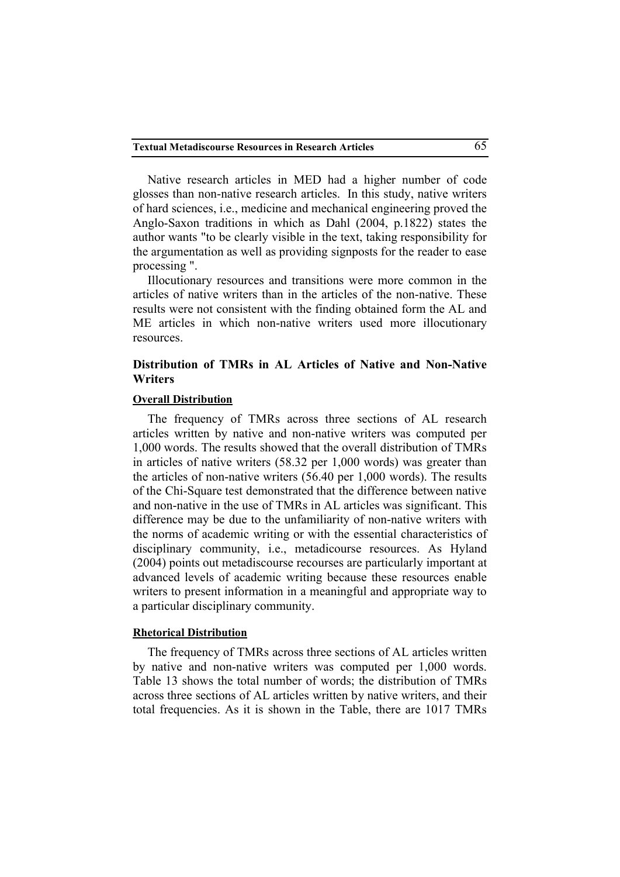Native research articles in MED had a higher number of code glosses than non-native research articles. In this study, native writers of hard sciences, i.e., medicine and mechanical engineering proved the Anglo-Saxon traditions in which as Dahl (2004, p.1822) states the author wants "to be clearly visible in the text, taking responsibility for the argumentation as well as providing signposts for the reader to ease processing ".

Illocutionary resources and transitions were more common in the articles of native writers than in the articles of the non-native. These results were not consistent with the finding obtained form the AL and ME articles in which non-native writers used more illocutionary resources.

### Distribution of TMRs in AL Articles of Native and Non-Native Writers

#### Overall Distribution

The frequency of TMRs across three sections of AL research articles written by native and non-native writers was computed per 1,000 words. The results showed that the overall distribution of TMRs in articles of native writers (58.32 per 1,000 words) was greater than the articles of non-native writers (56.40 per 1,000 words). The results of the Chi-Square test demonstrated that the difference between native and non-native in the use of TMRs in AL articles was significant. This difference may be due to the unfamiliarity of non-native writers with the norms of academic writing or with the essential characteristics of disciplinary community, i.e., metadicourse resources. As Hyland (2004) points out metadiscourse recourses are particularly important at advanced levels of academic writing because these resources enable writers to present information in a meaningful and appropriate way to a particular disciplinary community.

#### Rhetorical Distribution

The frequency of TMRs across three sections of AL articles written by native and non-native writers was computed per 1,000 words. Table 13 shows the total number of words; the distribution of TMRs across three sections of AL articles written by native writers, and their total frequencies. As it is shown in the Table, there are 1017 TMRs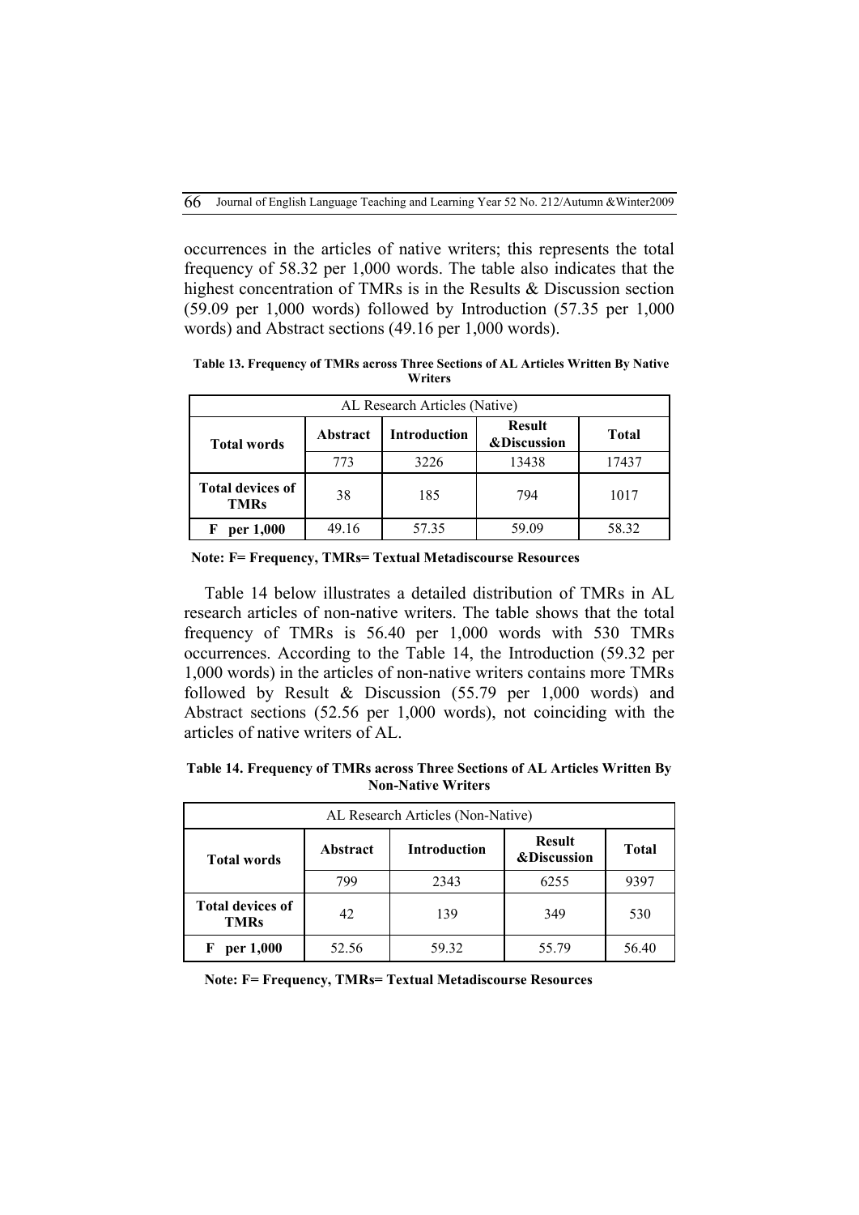occurrences in the articles of native writers; this represents the total frequency of 58.32 per 1,000 words. The table also indicates that the highest concentration of TMRs is in the Results & Discussion section (59.09 per 1,000 words) followed by Introduction (57.35 per 1,000 words) and Abstract sections (49.16 per 1,000 words).

**Table 13. Frequency of TMRs across Three Sections of AL Articles Written By Native Writers**

| AL Research Articles (Native) | | | | |
|---|---|---|---|---|
| **Total words** | **Abstract** | **Introduction** | **Result &Discussion** | **Total** |
| | 773 | 3226 | 13438 | 17437 |
| **Total devices of TMRs** | 38 | 185 | 794 | 1017 |
| **F per 1,000** | 49.16 | 57.35 | 59.09 | 58.32 |

**Note: F= Frequency, TMRs= Textual Metadiscourse Resources**

Table 14 below illustrates a detailed distribution of TMRs in AL research articles of non-native writers. The table shows that the total frequency of TMRs is 56.40 per 1,000 words with 530 TMRs occurrences. According to the Table 14, the Introduction (59.32 per 1,000 words) in the articles of non-native writers contains more TMRs followed by Result & Discussion (55.79 per 1,000 words) and Abstract sections (52.56 per 1,000 words), not coinciding with the articles of native writers of AL.

**Table 14. Frequency of TMRs across Three Sections of AL Articles Written By Non-Native Writers**

| AL Research Articles (Non-Native) | | | | |
|---|---|---|---|---|
| **Total words** | **Abstract** | **Introduction** | **Result &Discussion** | **Total** |
| | 799 | 2343 | 6255 | 9397 |
| **Total devices of TMRs** | 42 | 139 | 349 | 530 |
| **F per 1,000** | 52.56 | 59.32 | 55.79 | 56.40 |

**Note: F= Frequency, TMRs= Textual Metadiscourse Resources**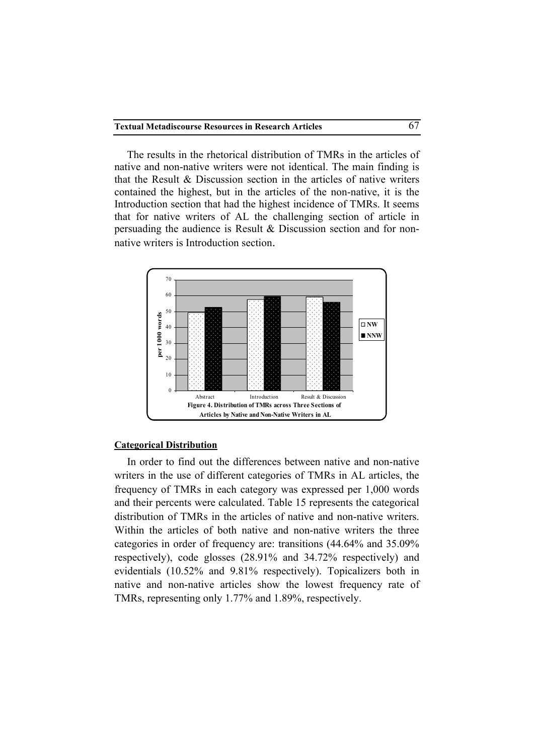The results in the rhetorical distribution of TMRs in the articles of native and non-native writers were not identical. The main finding is that the Result & Discussion section in the articles of native writers contained the highest, but in the articles of the non-native, it is the Introduction section that had the highest incidence of TMRs. It seems that for native writers of AL the challenging section of article in persuading the audience is Result & Discussion section and for non-native writers is Introduction section.

**Figure 4. Distribution of TMRs across Three Sections of Articles by Native and Non-Native Writers in AL**

### Categorical Distribution

In order to find out the differences between native and non-native writers in the use of different categories of TMRs in AL articles, the frequency of TMRs in each category was expressed per 1,000 words and their percents were calculated. Table 15 represents the categorical distribution of TMRs in the articles of native and non-native writers. Within the articles of both native and non-native writers the three categories in order of frequency are: transitions (44.64% and 35.09% respectively), code glosses (28.91% and 34.72% respectively) and evidentials (10.52% and 9.81% respectively). Topicalizers both in native and non-native articles show the lowest frequency rate of TMRs, representing only 1.77% and 1.89%, respectively.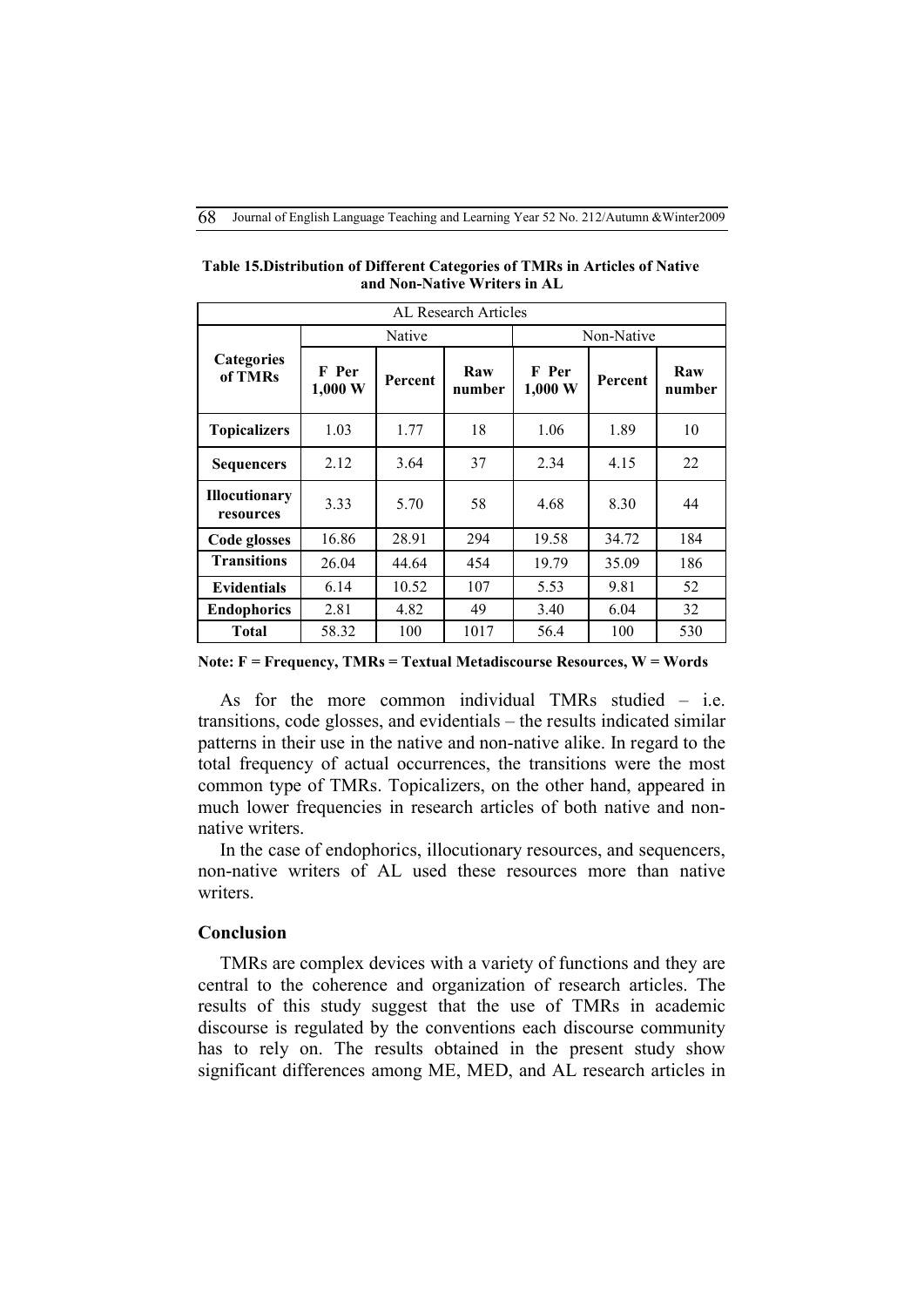**Table 15.Distribution of Different Categories of TMRs in Articles of Native and Non-Native Writers in AL**

| AL Research Articles | | | | | | |
|---|---|---|---|---|---|---|
| **Categories of TMRs** | Native | | | Non-Native | | |
| | **F Per 1,000 W** | **Percent** | **Raw number** | **F Per 1,000 W** | **Percent** | **Raw number** |
| **Topicalizers** | 1.03 | 1.77 | 18 | 1.06 | 1.89 | 10 |
| **Sequencers** | 2.12 | 3.64 | 37 | 2.34 | 4.15 | 22 |
| **Illocutionary resources** | 3.33 | 5.70 | 58 | 4.68 | 8.30 | 44 |
| **Code glosses** | 16.86 | 28.91 | 294 | 19.58 | 34.72 | 184 |
| **Transitions** | 26.04 | 44.64 | 454 | 19.79 | 35.09 | 186 |
| **Evidentials** | 6.14 | 10.52 | 107 | 5.53 | 9.81 | 52 |
| **Endophorics** | 2.81 | 4.82 | 49 | 3.40 | 6.04 | 32 |
| **Total** | 58.32 | 100 | 1017 | 56.4 | 100 | 530 |

**Note: F = Frequency, TMRs = Textual Metadiscourse Resources, W = Words**

As for the more common individual TMRs studied – i.e. transitions, code glosses, and evidentials – the results indicated similar patterns in their use in the native and non-native alike. In regard to the total frequency of actual occurrences, the transitions were the most common type of TMRs. Topicalizers, on the other hand, appeared in much lower frequencies in research articles of both native and non-native writers.

In the case of endophorics, illocutionary resources, and sequencers, non-native writers of AL used these resources more than native writers.

## Conclusion

TMRs are complex devices with a variety of functions and they are central to the coherence and organization of research articles. The results of this study suggest that the use of TMRs in academic discourse is regulated by the conventions each discourse community has to rely on. The results obtained in the present study show significant differences among ME, MED, and AL research articles in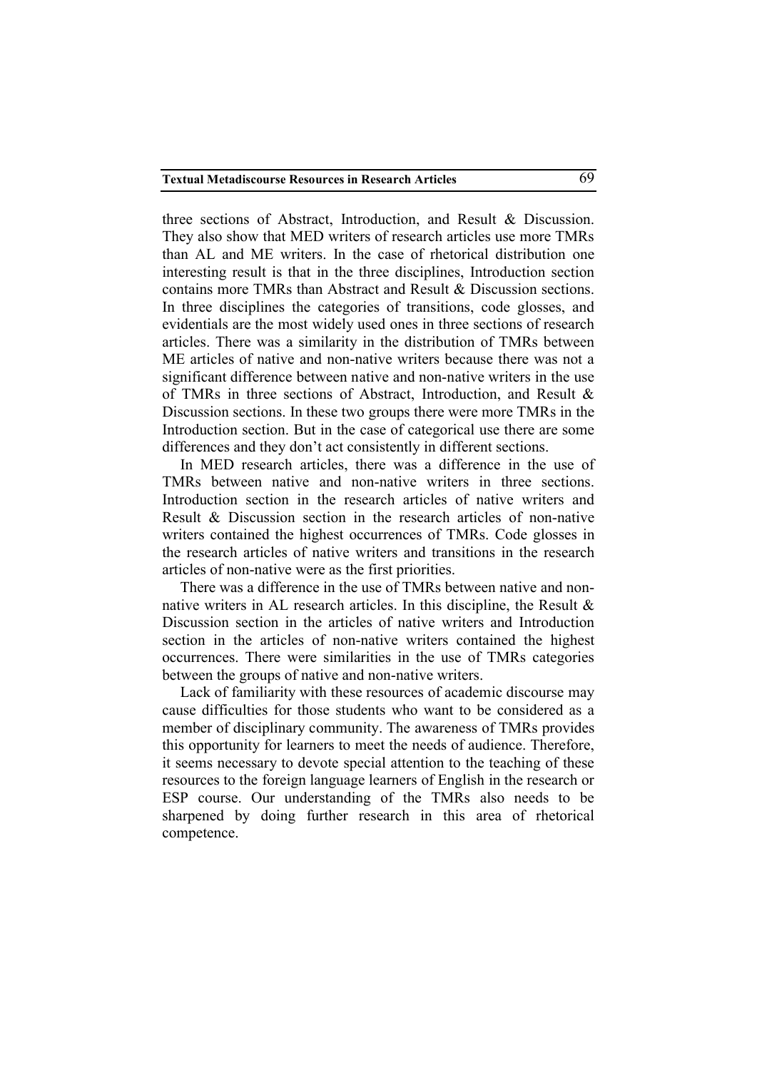three sections of Abstract, Introduction, and Result & Discussion. They also show that MED writers of research articles use more TMRs than AL and ME writers. In the case of rhetorical distribution one interesting result is that in the three disciplines, Introduction section contains more TMRs than Abstract and Result & Discussion sections. In three disciplines the categories of transitions, code glosses, and evidentials are the most widely used ones in three sections of research articles. There was a similarity in the distribution of TMRs between ME articles of native and non-native writers because there was not a significant difference between native and non-native writers in the use of TMRs in three sections of Abstract, Introduction, and Result & Discussion sections. In these two groups there were more TMRs in the Introduction section. But in the case of categorical use there are some differences and they don't act consistently in different sections.

In MED research articles, there was a difference in the use of TMRs between native and non-native writers in three sections. Introduction section in the research articles of native writers and Result & Discussion section in the research articles of non-native writers contained the highest occurrences of TMRs. Code glosses in the research articles of native writers and transitions in the research articles of non-native were as the first priorities.

There was a difference in the use of TMRs between native and non-native writers in AL research articles. In this discipline, the Result & Discussion section in the articles of native writers and Introduction section in the articles of non-native writers contained the highest occurrences. There were similarities in the use of TMRs categories between the groups of native and non-native writers.

Lack of familiarity with these resources of academic discourse may cause difficulties for those students who want to be considered as a member of disciplinary community. The awareness of TMRs provides this opportunity for learners to meet the needs of audience. Therefore, it seems necessary to devote special attention to the teaching of these resources to the foreign language learners of English in the research or ESP course. Our understanding of the TMRs also needs to be sharpened by doing further research in this area of rhetorical competence.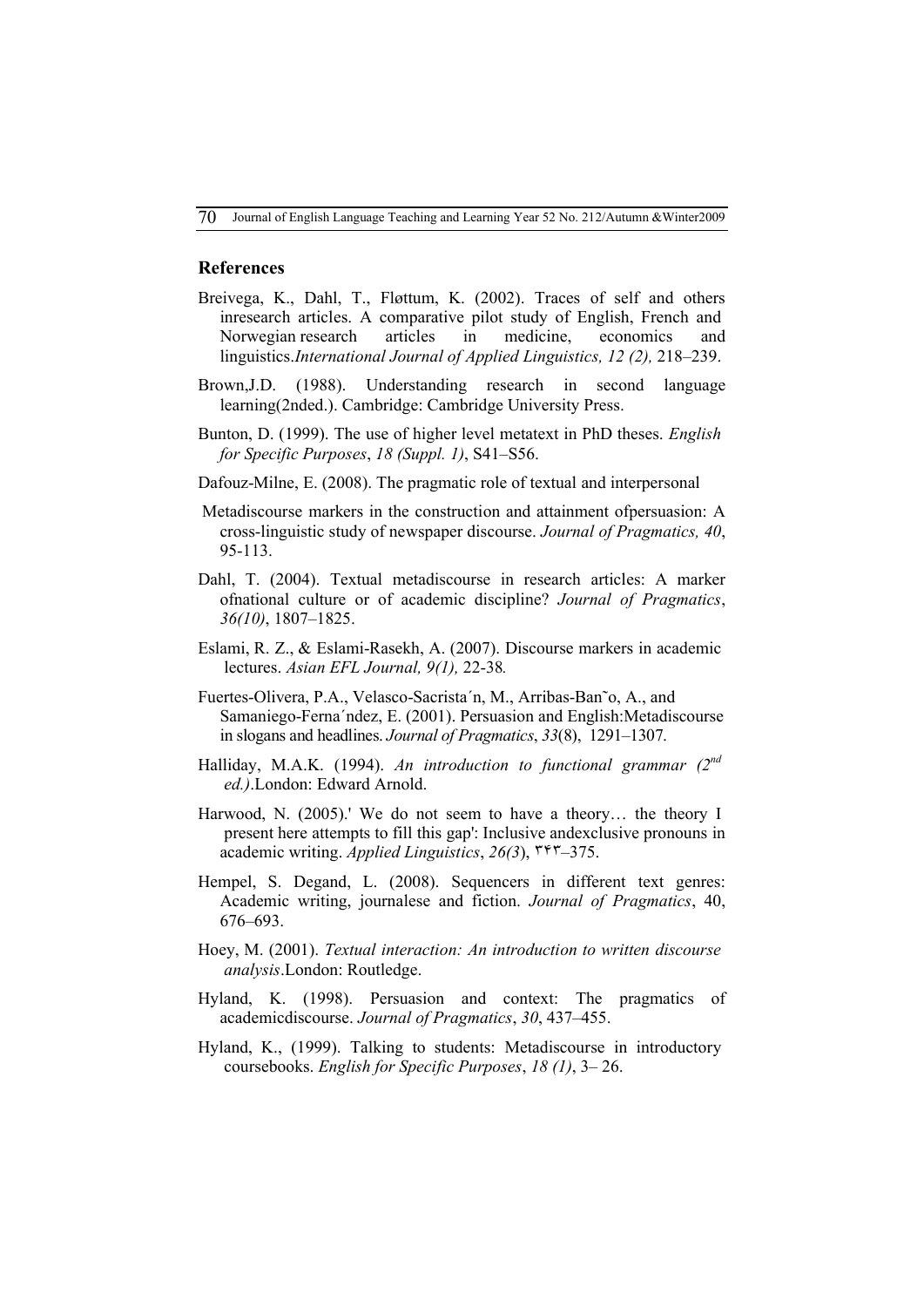## References

Breivega, K., Dahl, T., Fløttum, K. (2002). Traces of self and others inresearch articles. A comparative pilot study of English, French and Norwegian research articles in medicine, economics and linguistics.*International Journal of Applied Linguistics, 12 (2),* 218–239.

Brown,J.D. (1988). Understanding research in second language learning(2nded.). Cambridge: Cambridge University Press.

Bunton, D. (1999). The use of higher level metatext in PhD theses. *English for Specific Purposes*, *18 (Suppl. 1)*, S41–S56.

Dafouz-Milne, E. (2008). The pragmatic role of textual and interpersonal Metadiscourse markers in the construction and attainment ofpersuasion: A cross-linguistic study of newspaper discourse. *Journal of Pragmatics, 40*, 95-113.

Dahl, T. (2004). Textual metadiscourse in research articles: A marker ofnational culture or of academic discipline? *Journal of Pragmatics*, *36(10)*, 1807–1825.

Eslami, R. Z., & Eslami-Rasekh, A. (2007). Discourse markers in academic lectures. *Asian EFL Journal, 9(1),* 22-38*.*

Fuertes-Olivera, P.A., Velasco-Sacrista´n, M., Arribas-Ban˜o, A., and Samaniego-Ferna´ndez, E. (2001). Persuasion and English:Metadiscourse in slogans and headlines. *Journal of Pragmatics*, *33*(8), 1291–1307.

Halliday, M.A.K. (1994). *An introduction to functional grammar (2nd ed.)*.London: Edward Arnold.

Harwood, N. (2005).' We do not seem to have a theory… the theory I present here attempts to fill this gap': Inclusive andexclusive pronouns in academic writing. *Applied Linguistics*, *26(3*), ٣۴٣–375.

Hempel, S. Degand, L. (2008). Sequencers in different text genres: Academic writing, journalese and fiction. *Journal of Pragmatics*, 40, 676–693.

Hoey, M. (2001). *Textual interaction: An introduction to written discourse analysis*.London: Routledge.

Hyland, K. (1998). Persuasion and context: The pragmatics of academicdiscourse. *Journal of Pragmatics*, *30*, 437–455.

Hyland, K., (1999). Talking to students: Metadiscourse in introductory coursebooks. *English for Specific Purposes*, *18 (1)*, 3– 26.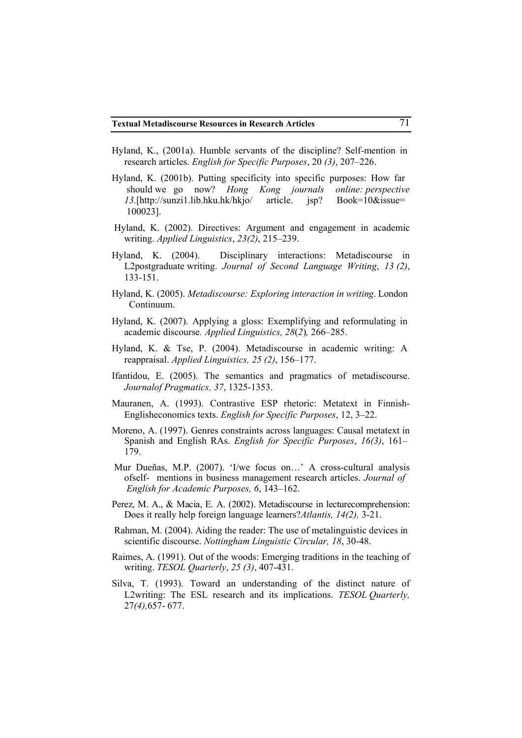Hyland, K., (2001a). Humble servants of the discipline? Self-mention in research articles. *English for Specific Purposes*, 20 *(3)*, 207–226.

Hyland, K. (2001b). Putting specificity into specific purposes: How far should we go now? *Hong Kong journals online: perspective 13.*[http://sunzi1.lib.hku.hk/hkjo/ article. jsp? Book=10&issue= 100023].

Hyland, K. (2002). Directives: Argument and engagement in academic writing. *Applied Linguistics*, *23(2)*, 215–239.

Hyland, K. (2004). Disciplinary interactions: Metadiscourse in L2postgraduate writing. *Journal of Second Language Writing*, *13 (2)*, 133-151.

Hyland, K. (2005). *Metadiscourse: Exploring interaction in writing*. London Continuum.

Hyland, K. (2007). Applying a gloss: Exemplifying and reformulating in academic discourse*. Applied Linguistics, 28*(*2*)*,* 266–285.

Hyland, K. & Tse, P. (2004). Metadiscourse in academic writing: A reappraisal. *Applied Linguistics, 25 (2)*, 156–177.

Ifantidou, E. (2005). The semantics and pragmatics of metadiscourse. *Journalof Pragmatics, 37*, 1325-1353.

Mauranen, A. (1993). Contrastive ESP rhetoric: Metatext in Finnish-Englisheconomics texts. *English for Specific Purposes*, 12, 3–22.

Moreno, A. (1997). Genres constraints across languages: Causal metatext in Spanish and English RAs. *English for Specific Purposes*, *16(3)*, 161–179.

Mur Dueñas, M.P. (2007). 'I/we focus on…' A cross-cultural analysis ofself- mentions in business management research articles. *Journal of English for Academic Purposes, 6*, 143–162.

Perez, M. A., & Macia, E. A. (2002). Metadiscourse in lecturecomprehension: Does it really help foreign language learners?*Atlantis, 14(2),* 3-21.

Rahman, M. (2004). Aiding the reader: The use of metalinguistic devices in scientific discourse. *Nottingham Linguistic Circular, 18*, 30-48.

Raimes, A. (1991). Out of the woods: Emerging traditions in the teaching of writing. *TESOL Quarterly*, *25 (3)*, 407-431.

Silva, T. (1993). Toward an understanding of the distinct nature of L2writing: The ESL research and its implications. *TESOL Quarterly,* 27*(4),*657- 677.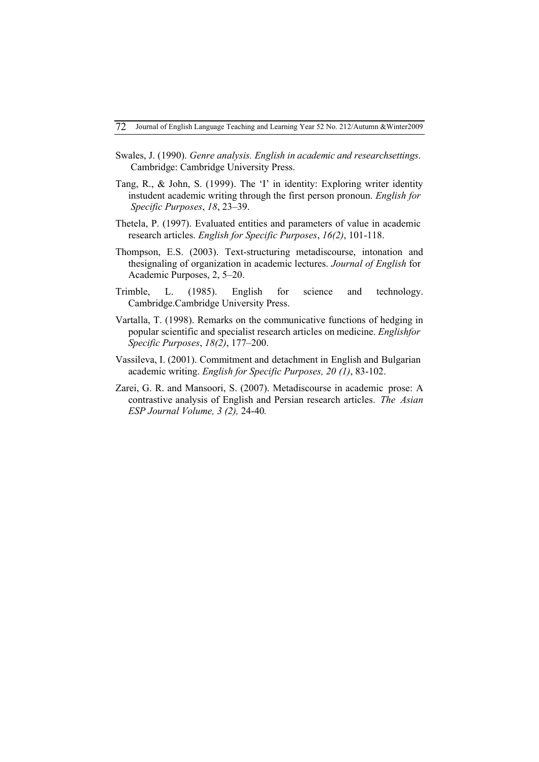Swales, J. (1990). *Genre analysis. English in academic and researchsettings*. Cambridge: Cambridge University Press.

Tang, R., & John, S. (1999). The 'I' in identity: Exploring writer identity instudent academic writing through the first person pronoun. *English for Specific Purposes*, *18*, 23–39.

Thetela, P. (1997). Evaluated entities and parameters of value in academic research articles. *English for Specific Purposes*, *16(2)*, 101-118.

Thompson, E.S. (2003). Text-structuring metadiscourse, intonation and thesignaling of organization in academic lectures. *Journal of English* for Academic Purposes, 2, 5–20.

Trimble, L. (1985). English for science and technology. Cambridge.Cambridge University Press.

Vartalla, T. (1998). Remarks on the communicative functions of hedging in popular scientific and specialist research articles on medicine. *Englishfor Specific Purposes*, *18(2)*, 177–200.

Vassileva, I. (2001). Commitment and detachment in English and Bulgarian academic writing. *English for Specific Purposes, 20 (1)*, 83-102.

Zarei, G. R. and Mansoori, S. (2007). Metadiscourse in academic prose: A contrastive analysis of English and Persian research articles. *The Asian ESP Journal Volume, 3 (2),* 24-40*.*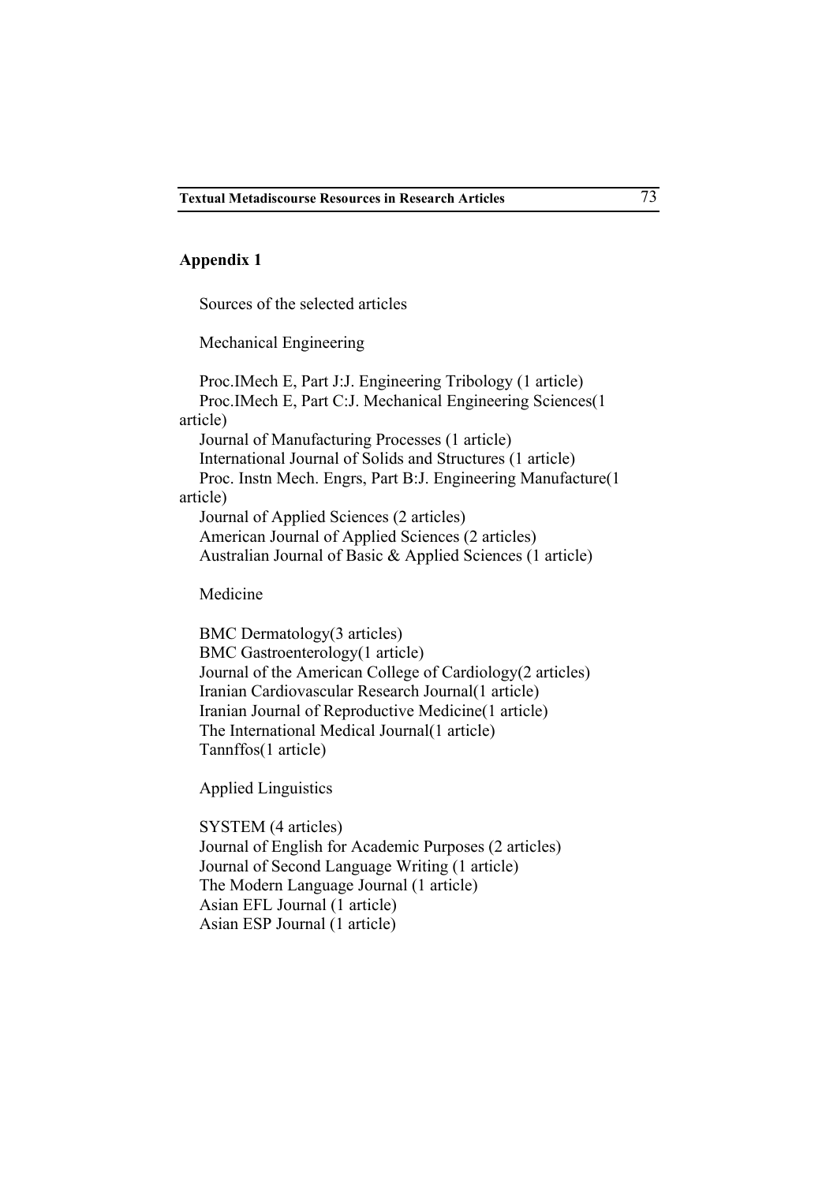## Appendix 1

Sources of the selected articles

Mechanical Engineering

Proc.IMech E, Part J:J. Engineering Tribology (1 article)
Proc.IMech E, Part C:J. Mechanical Engineering Sciences(1 article)
Journal of Manufacturing Processes (1 article)
International Journal of Solids and Structures (1 article)
Proc. Instn Mech. Engrs, Part B:J. Engineering Manufacture(1 article)
Journal of Applied Sciences (2 articles)
American Journal of Applied Sciences (2 articles)
Australian Journal of Basic & Applied Sciences (1 article)

Medicine

BMC Dermatology(3 articles)
BMC Gastroenterology(1 article)
Journal of the American College of Cardiology(2 articles)
Iranian Cardiovascular Research Journal(1 article)
Iranian Journal of Reproductive Medicine(1 article)
The International Medical Journal(1 article)
Tannffos(1 article)

Applied Linguistics

SYSTEM (4 articles)
Journal of English for Academic Purposes (2 articles)
Journal of Second Language Writing (1 article)
The Modern Language Journal (1 article)
Asian EFL Journal (1 article)
Asian ESP Journal (1 article)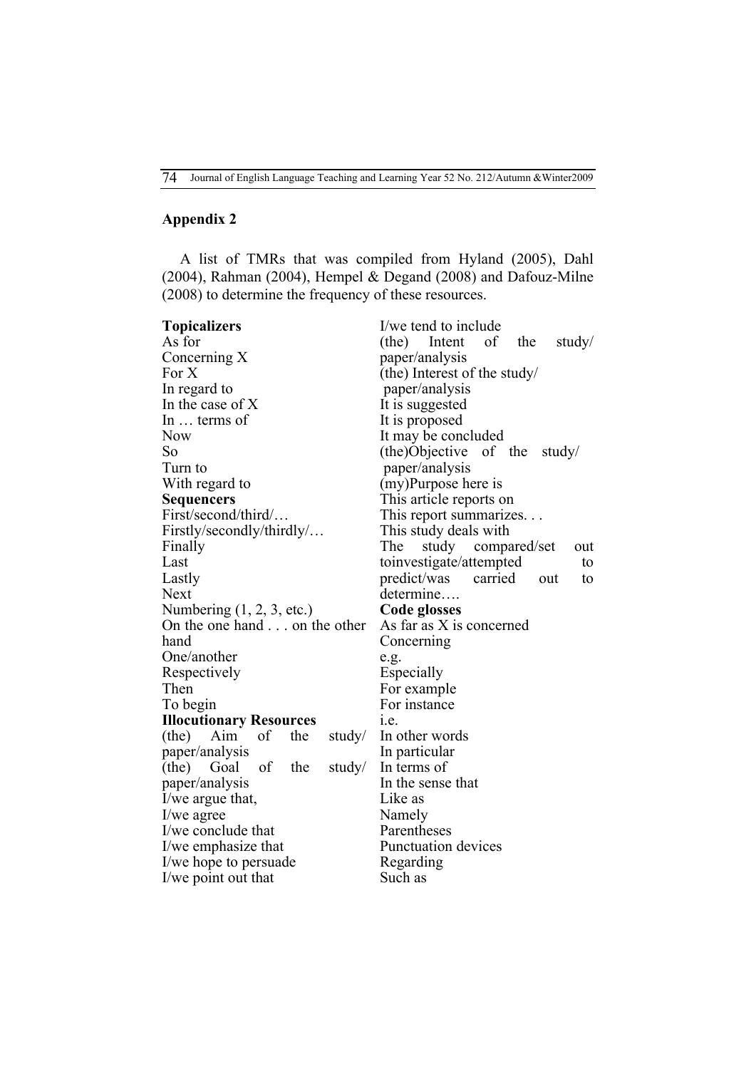## Appendix 2

A list of TMRs that was compiled from Hyland (2005), Dahl (2004), Rahman (2004), Hempel & Degand (2008) and Dafouz-Milne (2008) to determine the frequency of these resources.

**Topicalizers**
As for
Concerning X
For X
In regard to
In the case of X
In … terms of
Now
So
Turn to
With regard to

**Sequencers**
First/second/third/…
Firstly/secondly/thirdly/…
Finally
Last
Lastly
Next
Numbering (1, 2, 3, etc.)
On the one hand . . . on the other hand
One/another
Respectively
Then
To begin

**Illocutionary Resources**
(the) Aim of the study/ paper/analysis
(the) Goal of the study/ paper/analysis
I/we argue that,
I/we agree
I/we conclude that
I/we emphasize that
I/we hope to persuade
I/we point out that
I/we tend to include
(the) Intent of the study/ paper/analysis
(the) Interest of the study/ paper/analysis
It is suggested
It is proposed
It may be concluded
(the)Objective of the study/ paper/analysis
(my)Purpose here is
This article reports on
This report summarizes. . .
This study deals with
The study compared/set out toinvestigate/attempted to predict/was carried out to determine….

**Code glosses**
As far as X is concerned
Concerning
e.g.
Especially
For example
For instance
i.e.
In other words
In particular
In terms of
In the sense that
Like as
Namely
Parentheses
Punctuation devices
Regarding
Such as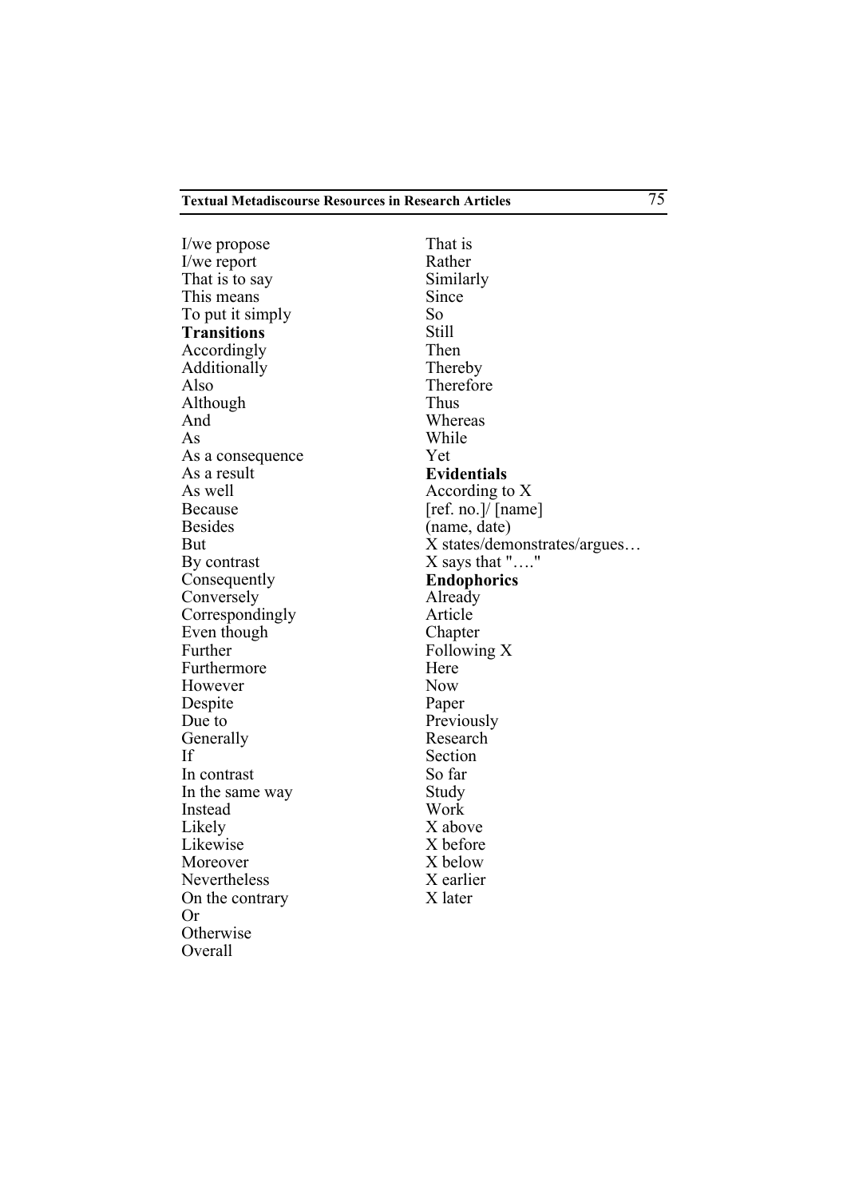I/we propose
I/we report
That is to say
This means
To put it simply

**Transitions**

Accordingly
Additionally
Also
Although
And
As
As a consequence
As a result
As well
Because
Besides
But
By contrast
Consequently
Conversely
Correspondingly
Even though
Further
Furthermore
However
Despite
Due to
Generally
If
In contrast
In the same way
Instead
Likely
Likewise
Moreover
Nevertheless
On the contrary
Or
Otherwise
Overall
That is
Rather
Similarly
Since
So
Still
Then
Thereby
Therefore
Thus
Whereas
While
Yet

**Evidentials**

According to X
[ref. no.]/ [name]
(name, date)
X states/demonstrates/argues…
X says that "…."

**Endophorics**

Already
Article
Chapter
Following X
Here
Now
Paper
Previously
Research
Section
So far
Study
Work
X above
X before
X below
X earlier
X later